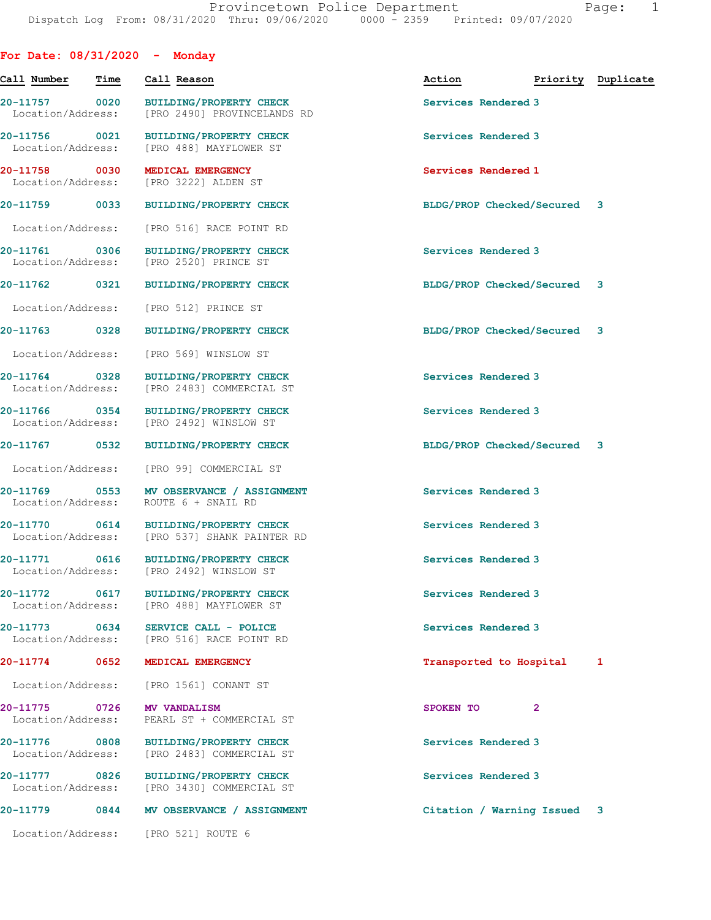Provincetown Police Department
Dispatch Log From: 08/31/2020 Thru: 09/06/2020 0000 - 2359 Printed: 09/07/2020

## For Date: 08/31/2020 - Monday

| Call Number | Time | Call Reason | Action | Priority | Duplicate |
|---|---|---|---|---|---|
| 20-11757 | 0020 | BUILDING/PROPERTY CHECK<br>Location/Address: [PRO 2490] PROVINCELANDS RD | Services Rendered | 3 | |
| 20-11756 | 0021 | BUILDING/PROPERTY CHECK<br>Location/Address: [PRO 488] MAYFLOWER ST | Services Rendered | 3 | |
| 20-11758 | 0030 | MEDICAL EMERGENCY<br>Location/Address: [PRO 3222] ALDEN ST | Services Rendered | 1 | |
| 20-11759 | 0033 | BUILDING/PROPERTY CHECK<br>Location/Address: [PRO 516] RACE POINT RD | BLDG/PROP Checked/Secured | 3 | |
| 20-11761 | 0306 | BUILDING/PROPERTY CHECK<br>Location/Address: [PRO 2520] PRINCE ST | Services Rendered | 3 | |
| 20-11762 | 0321 | BUILDING/PROPERTY CHECK<br>Location/Address: [PRO 512] PRINCE ST | BLDG/PROP Checked/Secured | 3 | |
| 20-11763 | 0328 | BUILDING/PROPERTY CHECK<br>Location/Address: [PRO 569] WINSLOW ST | BLDG/PROP Checked/Secured | 3 | |
| 20-11764 | 0328 | BUILDING/PROPERTY CHECK<br>Location/Address: [PRO 2483] COMMERCIAL ST | Services Rendered | 3 | |
| 20-11766 | 0354 | BUILDING/PROPERTY CHECK<br>Location/Address: [PRO 2492] WINSLOW ST | Services Rendered | 3 | |
| 20-11767 | 0532 | BUILDING/PROPERTY CHECK<br>Location/Address: [PRO 99] COMMERCIAL ST | BLDG/PROP Checked/Secured | 3 | |
| 20-11769 | 0553 | MV OBSERVANCE / ASSIGNMENT<br>Location/Address: ROUTE 6 + SNAIL RD | Services Rendered | 3 | |
| 20-11770 | 0614 | BUILDING/PROPERTY CHECK<br>Location/Address: [PRO 537] SHANK PAINTER RD | Services Rendered | 3 | |
| 20-11771 | 0616 | BUILDING/PROPERTY CHECK<br>Location/Address: [PRO 2492] WINSLOW ST | Services Rendered | 3 | |
| 20-11772 | 0617 | BUILDING/PROPERTY CHECK<br>Location/Address: [PRO 488] MAYFLOWER ST | Services Rendered | 3 | |
| 20-11773 | 0634 | SERVICE CALL - POLICE<br>Location/Address: [PRO 516] RACE POINT RD | Services Rendered | 3 | |
| 20-11774 | 0652 | MEDICAL EMERGENCY<br>Location/Address: [PRO 1561] CONANT ST | Transported to Hospital | 1 | |
| 20-11775 | 0726 | MV VANDALISM<br>Location/Address: PEARL ST + COMMERCIAL ST | SPOKEN TO | 2 | |
| 20-11776 | 0808 | BUILDING/PROPERTY CHECK<br>Location/Address: [PRO 2483] COMMERCIAL ST | Services Rendered | 3 | |
| 20-11777 | 0826 | BUILDING/PROPERTY CHECK<br>Location/Address: [PRO 3430] COMMERCIAL ST | Services Rendered | 3 | |
| 20-11779 | 0844 | MV OBSERVANCE / ASSIGNMENT<br>Location/Address: [PRO 521] ROUTE 6 | Citation / Warning Issued | 3 | |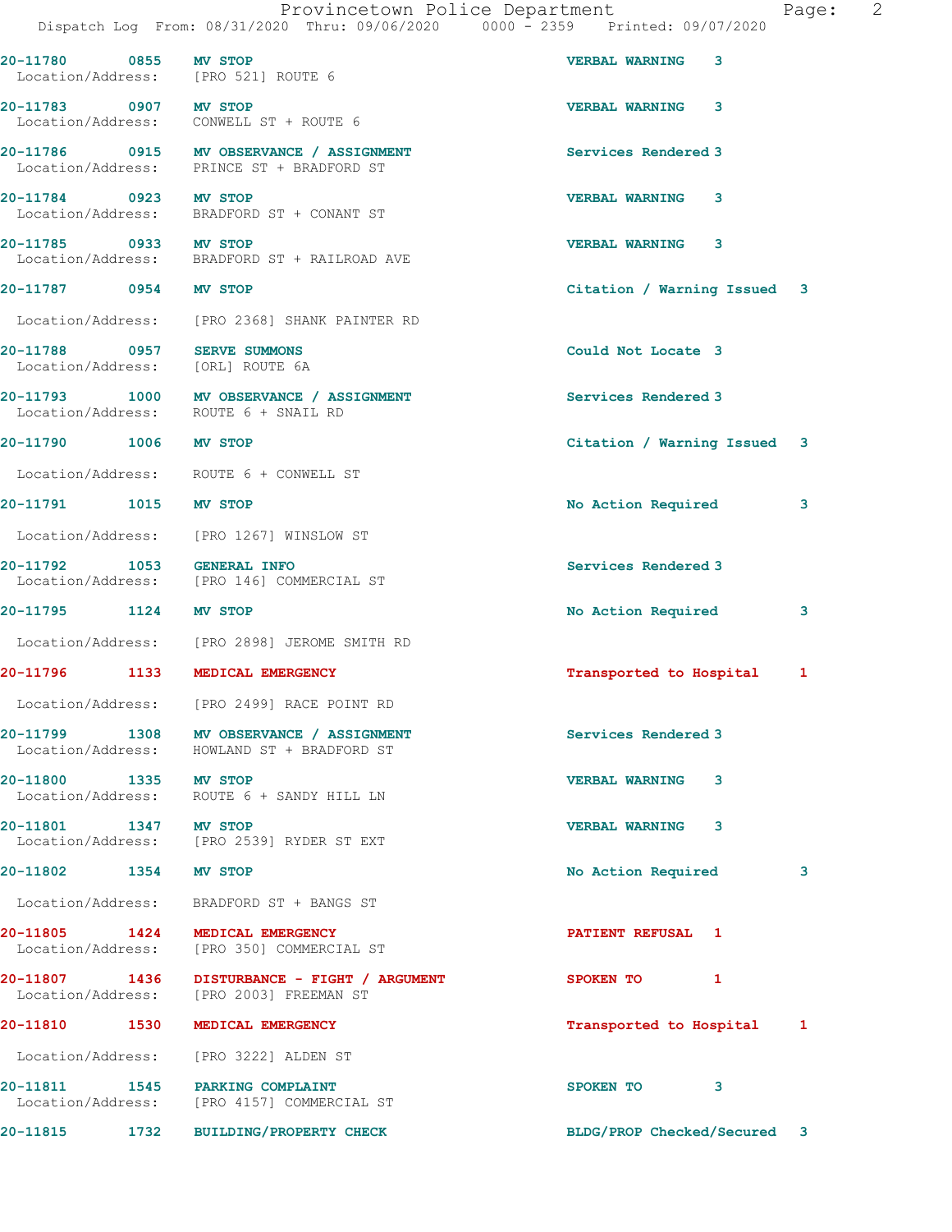| Call Number | Time | Call Reason | Action | Priority |
|---|---|---|---|---|
| 20-11780 | 0855 | MV STOP | VERBAL WARNING | 3 |
| Location/Address: | [PRO 521] ROUTE 6 | | | |
| 20-11783 | 0907 | MV STOP | VERBAL WARNING | 3 |
| Location/Address: | CONWELL ST + ROUTE 6 | | | |
| 20-11786 | 0915 | MV OBSERVANCE / ASSIGNMENT | Services Rendered | 3 |
| Location/Address: | PRINCE ST + BRADFORD ST | | | |
| 20-11784 | 0923 | MV STOP | VERBAL WARNING | 3 |
| Location/Address: | BRADFORD ST + CONANT ST | | | |
| 20-11785 | 0933 | MV STOP | VERBAL WARNING | 3 |
| Location/Address: | BRADFORD ST + RAILROAD AVE | | | |
| 20-11787 | 0954 | MV STOP | Citation / Warning Issued | 3 |
| Location/Address: | [PRO 2368] SHANK PAINTER RD | | | |
| 20-11788 | 0957 | SERVE SUMMONS | Could Not Locate | 3 |
| Location/Address: | [ORL] ROUTE 6A | | | |
| 20-11793 | 1000 | MV OBSERVANCE / ASSIGNMENT | Services Rendered | 3 |
| Location/Address: | ROUTE 6 + SNAIL RD | | | |
| 20-11790 | 1006 | MV STOP | Citation / Warning Issued | 3 |
| Location/Address: | ROUTE 6 + CONWELL ST | | | |
| 20-11791 | 1015 | MV STOP | No Action Required | 3 |
| Location/Address: | [PRO 1267] WINSLOW ST | | | |
| 20-11792 | 1053 | GENERAL INFO | Services Rendered | 3 |
| Location/Address: | [PRO 146] COMMERCIAL ST | | | |
| 20-11795 | 1124 | MV STOP | No Action Required | 3 |
| Location/Address: | [PRO 2898] JEROME SMITH RD | | | |
| 20-11796 | 1133 | MEDICAL EMERGENCY | Transported to Hospital | 1 |
| Location/Address: | [PRO 2499] RACE POINT RD | | | |
| 20-11799 | 1308 | MV OBSERVANCE / ASSIGNMENT | Services Rendered | 3 |
| Location/Address: | HOWLAND ST + BRADFORD ST | | | |
| 20-11800 | 1335 | MV STOP | VERBAL WARNING | 3 |
| Location/Address: | ROUTE 6 + SANDY HILL LN | | | |
| 20-11801 | 1347 | MV STOP | VERBAL WARNING | 3 |
| Location/Address: | [PRO 2539] RYDER ST EXT | | | |
| 20-11802 | 1354 | MV STOP | No Action Required | 3 |
| Location/Address: | BRADFORD ST + BANGS ST | | | |
| 20-11805 | 1424 | MEDICAL EMERGENCY | PATIENT REFUSAL | 1 |
| Location/Address: | [PRO 350] COMMERCIAL ST | | | |
| 20-11807 | 1436 | DISTURBANCE - FIGHT / ARGUMENT | SPOKEN TO | 1 |
| Location/Address: | [PRO 2003] FREEMAN ST | | | |
| 20-11810 | 1530 | MEDICAL EMERGENCY | Transported to Hospital | 1 |
| Location/Address: | [PRO 3222] ALDEN ST | | | |
| 20-11811 | 1545 | PARKING COMPLAINT | SPOKEN TO | 3 |
| Location/Address: | [PRO 4157] COMMERCIAL ST | | | |
| 20-11815 | 1732 | BUILDING/PROPERTY CHECK | BLDG/PROP Checked/Secured | 3 |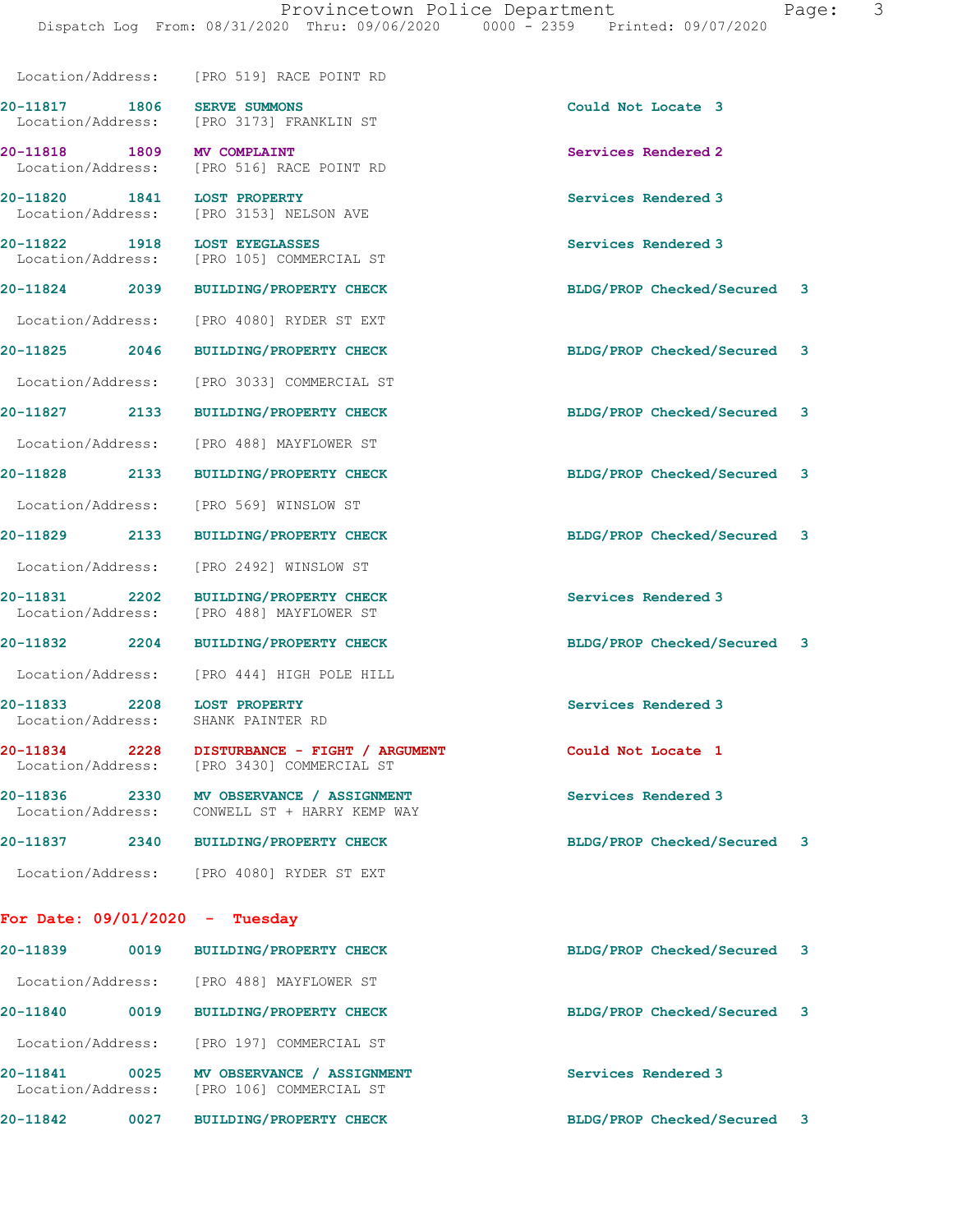Location/Address: [PRO 519] RACE POINT RD

**20-11817** 1806 **SERVE SUMMONS** — Could Not Locate 3
Location/Address: [PRO 3173] FRANKLIN ST

**20-11818** 1809 **MV COMPLAINT** — Services Rendered 2
Location/Address: [PRO 516] RACE POINT RD

**20-11820** 1841 **LOST PROPERTY** — Services Rendered 3
Location/Address: [PRO 3153] NELSON AVE

**20-11822** 1918 **LOST EYEGLASSES** — Services Rendered 3
Location/Address: [PRO 105] COMMERCIAL ST

**20-11824** 2039 **BUILDING/PROPERTY CHECK** — BLDG/PROP Checked/Secured 3
Location/Address: [PRO 4080] RYDER ST EXT

**20-11825** 2046 **BUILDING/PROPERTY CHECK** — BLDG/PROP Checked/Secured 3
Location/Address: [PRO 3033] COMMERCIAL ST

**20-11827** 2133 **BUILDING/PROPERTY CHECK** — BLDG/PROP Checked/Secured 3
Location/Address: [PRO 488] MAYFLOWER ST

**20-11828** 2133 **BUILDING/PROPERTY CHECK** — BLDG/PROP Checked/Secured 3
Location/Address: [PRO 569] WINSLOW ST

**20-11829** 2133 **BUILDING/PROPERTY CHECK** — BLDG/PROP Checked/Secured 3
Location/Address: [PRO 2492] WINSLOW ST

**20-11831** 2202 **BUILDING/PROPERTY CHECK** — Services Rendered 3
Location/Address: [PRO 488] MAYFLOWER ST

**20-11832** 2204 **BUILDING/PROPERTY CHECK** — BLDG/PROP Checked/Secured 3
Location/Address: [PRO 444] HIGH POLE HILL

**20-11833** 2208 **LOST PROPERTY** — Services Rendered 3
Location/Address: SHANK PAINTER RD

**20-11834** 2228 **DISTURBANCE - FIGHT / ARGUMENT** — Could Not Locate 1
Location/Address: [PRO 3430] COMMERCIAL ST

**20-11836** 2330 **MV OBSERVANCE / ASSIGNMENT** — Services Rendered 3
Location/Address: CONWELL ST + HARRY KEMP WAY

**20-11837** 2340 **BUILDING/PROPERTY CHECK** — BLDG/PROP Checked/Secured 3
Location/Address: [PRO 4080] RYDER ST EXT

## For Date: 09/01/2020 - Tuesday

**20-11839** 0019 **BUILDING/PROPERTY CHECK** — BLDG/PROP Checked/Secured 3
Location/Address: [PRO 488] MAYFLOWER ST

**20-11840** 0019 **BUILDING/PROPERTY CHECK** — BLDG/PROP Checked/Secured 3
Location/Address: [PRO 197] COMMERCIAL ST

**20-11841** 0025 **MV OBSERVANCE / ASSIGNMENT** — Services Rendered 3
Location/Address: [PRO 106] COMMERCIAL ST

**20-11842** 0027 **BUILDING/PROPERTY CHECK** — BLDG/PROP Checked/Secured 3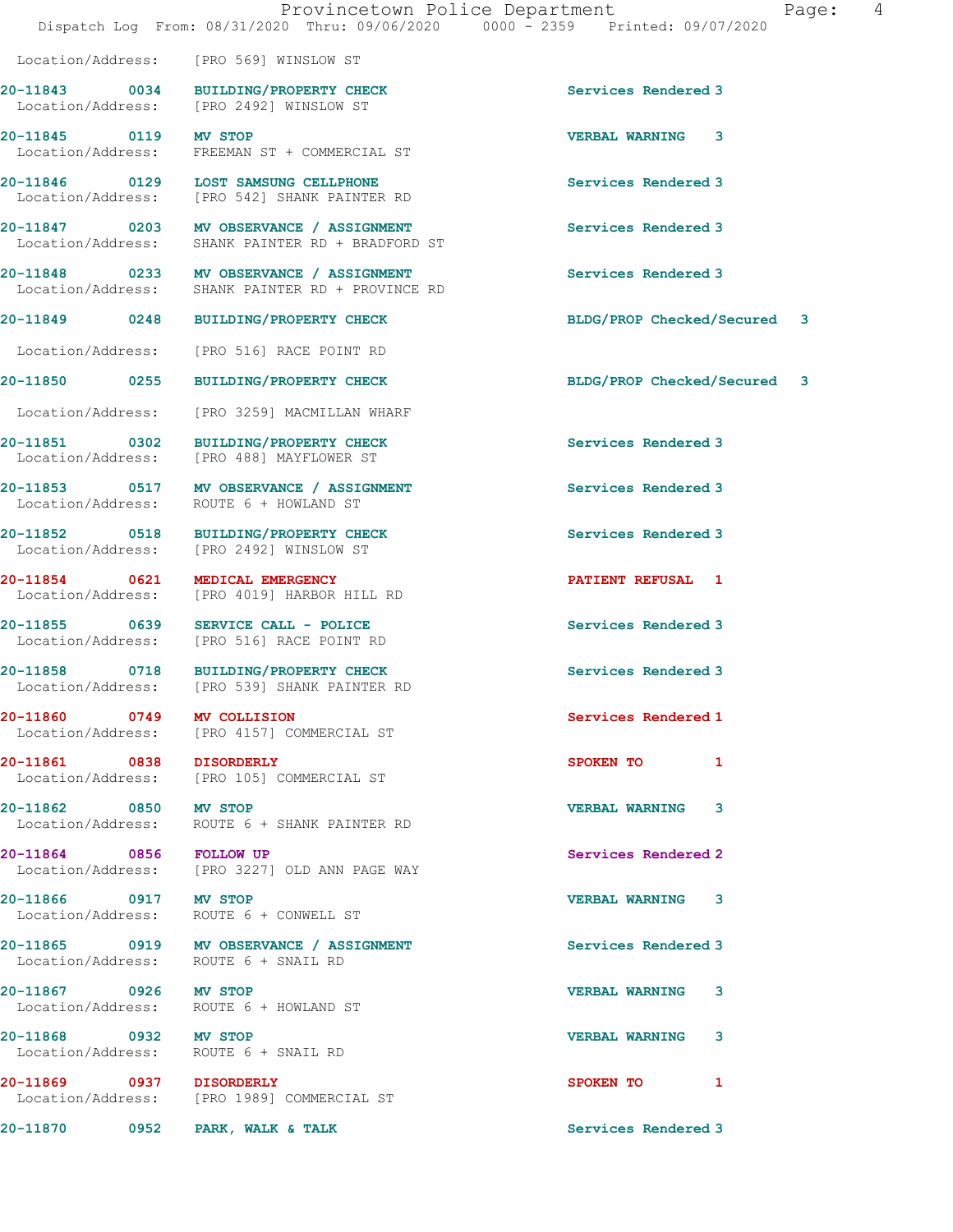Location/Address: [PRO 569] WINSLOW ST

| Call # | Time | Call Reason | Action | Priority |
|---|---|---|---|---|
| 20-11843 | 0034 | BUILDING/PROPERTY CHECK | Services Rendered | 3 |
| | | Location/Address: [PRO 2492] WINSLOW ST | | |
| 20-11845 | 0119 | MV STOP | VERBAL WARNING | 3 |
| | | Location/Address: FREEMAN ST + COMMERCIAL ST | | |
| 20-11846 | 0129 | LOST SAMSUNG CELLPHONE | Services Rendered | 3 |
| | | Location/Address: [PRO 542] SHANK PAINTER RD | | |
| 20-11847 | 0203 | MV OBSERVANCE / ASSIGNMENT | Services Rendered | 3 |
| | | Location/Address: SHANK PAINTER RD + BRADFORD ST | | |
| 20-11848 | 0233 | MV OBSERVANCE / ASSIGNMENT | Services Rendered | 3 |
| | | Location/Address: SHANK PAINTER RD + PROVINCE RD | | |
| 20-11849 | 0248 | BUILDING/PROPERTY CHECK | BLDG/PROP Checked/Secured | 3 |
| | | Location/Address: [PRO 516] RACE POINT RD | | |
| 20-11850 | 0255 | BUILDING/PROPERTY CHECK | BLDG/PROP Checked/Secured | 3 |
| | | Location/Address: [PRO 3259] MACMILLAN WHARF | | |
| 20-11851 | 0302 | BUILDING/PROPERTY CHECK | Services Rendered | 3 |
| | | Location/Address: [PRO 488] MAYFLOWER ST | | |
| 20-11853 | 0517 | MV OBSERVANCE / ASSIGNMENT | Services Rendered | 3 |
| | | Location/Address: ROUTE 6 + HOWLAND ST | | |
| 20-11852 | 0518 | BUILDING/PROPERTY CHECK | Services Rendered | 3 |
| | | Location/Address: [PRO 2492] WINSLOW ST | | |
| 20-11854 | 0621 | MEDICAL EMERGENCY | PATIENT REFUSAL | 1 |
| | | Location/Address: [PRO 4019] HARBOR HILL RD | | |
| 20-11855 | 0639 | SERVICE CALL - POLICE | Services Rendered | 3 |
| | | Location/Address: [PRO 516] RACE POINT RD | | |
| 20-11858 | 0718 | BUILDING/PROPERTY CHECK | Services Rendered | 3 |
| | | Location/Address: [PRO 539] SHANK PAINTER RD | | |
| 20-11860 | 0749 | MV COLLISION | Services Rendered | 1 |
| | | Location/Address: [PRO 4157] COMMERCIAL ST | | |
| 20-11861 | 0838 | DISORDERLY | SPOKEN TO | 1 |
| | | Location/Address: [PRO 105] COMMERCIAL ST | | |
| 20-11862 | 0850 | MV STOP | VERBAL WARNING | 3 |
| | | Location/Address: ROUTE 6 + SHANK PAINTER RD | | |
| 20-11864 | 0856 | FOLLOW UP | Services Rendered | 2 |
| | | Location/Address: [PRO 3227] OLD ANN PAGE WAY | | |
| 20-11866 | 0917 | MV STOP | VERBAL WARNING | 3 |
| | | Location/Address: ROUTE 6 + CONWELL ST | | |
| 20-11865 | 0919 | MV OBSERVANCE / ASSIGNMENT | Services Rendered | 3 |
| | | Location/Address: ROUTE 6 + SNAIL RD | | |
| 20-11867 | 0926 | MV STOP | VERBAL WARNING | 3 |
| | | Location/Address: ROUTE 6 + HOWLAND ST | | |
| 20-11868 | 0932 | MV STOP | VERBAL WARNING | 3 |
| | | Location/Address: ROUTE 6 + SNAIL RD | | |
| 20-11869 | 0937 | DISORDERLY | SPOKEN TO | 1 |
| | | Location/Address: [PRO 1989] COMMERCIAL ST | | |
| 20-11870 | 0952 | PARK, WALK & TALK | Services Rendered | 3 |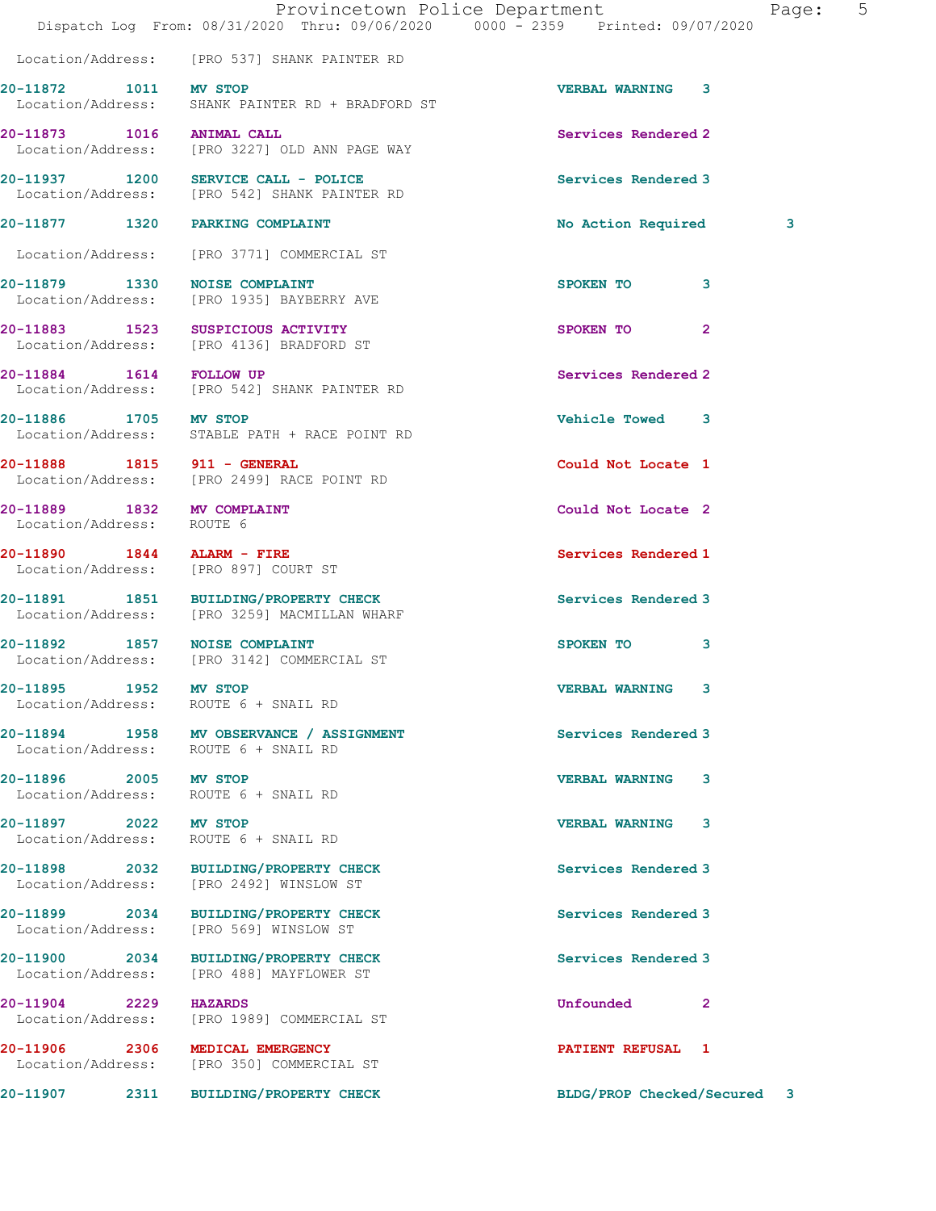Location/Address: [PRO 537] SHANK PAINTER RD

**20-11872 1011 MV STOP** VERBAL WARNING 3
Location/Address: SHANK PAINTER RD + BRADFORD ST

**20-11873 1016 ANIMAL CALL** Services Rendered 2
Location/Address: [PRO 3227] OLD ANN PAGE WAY

**20-11937 1200 SERVICE CALL - POLICE** Services Rendered 3
Location/Address: [PRO 542] SHANK PAINTER RD

**20-11877 1320 PARKING COMPLAINT** No Action Required 3
Location/Address: [PRO 3771] COMMERCIAL ST

**20-11879 1330 NOISE COMPLAINT** SPOKEN TO 3
Location/Address: [PRO 1935] BAYBERRY AVE

**20-11883 1523 SUSPICIOUS ACTIVITY** SPOKEN TO 2
Location/Address: [PRO 4136] BRADFORD ST

**20-11884 1614 FOLLOW UP** Services Rendered 2
Location/Address: [PRO 542] SHANK PAINTER RD

**20-11886 1705 MV STOP** Vehicle Towed 3
Location/Address: STABLE PATH + RACE POINT RD

**20-11888 1815 911 - GENERAL** Could Not Locate 1
Location/Address: [PRO 2499] RACE POINT RD

**20-11889 1832 MV COMPLAINT** Could Not Locate 2
Location/Address: ROUTE 6

**20-11890 1844 ALARM - FIRE** Services Rendered 1
Location/Address: [PRO 897] COURT ST

**20-11891 1851 BUILDING/PROPERTY CHECK** Services Rendered 3
Location/Address: [PRO 3259] MACMILLAN WHARF

**20-11892 1857 NOISE COMPLAINT** SPOKEN TO 3
Location/Address: [PRO 3142] COMMERCIAL ST

**20-11895 1952 MV STOP** VERBAL WARNING 3
Location/Address: ROUTE 6 + SNAIL RD

**20-11894 1958 MV OBSERVANCE / ASSIGNMENT** Services Rendered 3
Location/Address: ROUTE 6 + SNAIL RD

**20-11896 2005 MV STOP** VERBAL WARNING 3
Location/Address: ROUTE 6 + SNAIL RD

**20-11897 2022 MV STOP** VERBAL WARNING 3
Location/Address: ROUTE 6 + SNAIL RD

**20-11898 2032 BUILDING/PROPERTY CHECK** Services Rendered 3
Location/Address: [PRO 2492] WINSLOW ST

**20-11899 2034 BUILDING/PROPERTY CHECK** Services Rendered 3
Location/Address: [PRO 569] WINSLOW ST

**20-11900 2034 BUILDING/PROPERTY CHECK** Services Rendered 3
Location/Address: [PRO 488] MAYFLOWER ST

**20-11904 2229 HAZARDS** Unfounded 2
Location/Address: [PRO 1989] COMMERCIAL ST

**20-11906 2306 MEDICAL EMERGENCY** PATIENT REFUSAL 1
Location/Address: [PRO 350] COMMERCIAL ST

**20-11907 2311 BUILDING/PROPERTY CHECK** BLDG/PROP Checked/Secured 3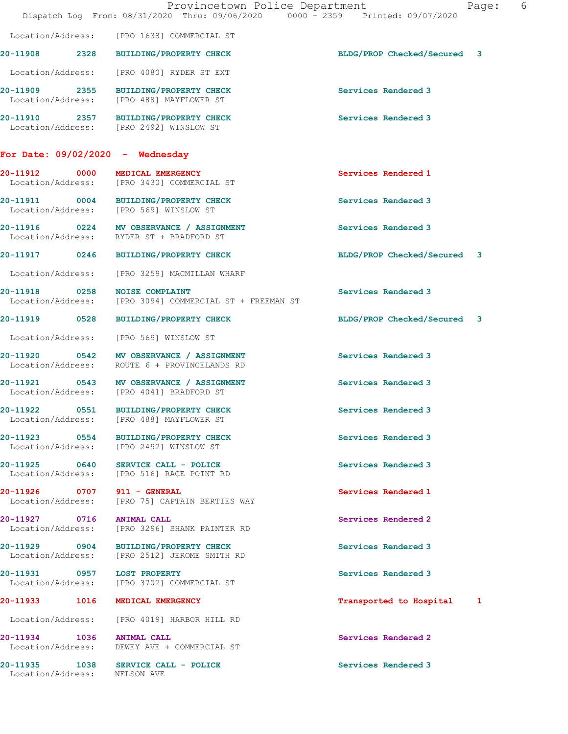Location/Address: [PRO 1638] COMMERCIAL ST

20-11908 2328 BUILDING/PROPERTY CHECK BLDG/PROP Checked/Secured 3

Location/Address: [PRO 4080] RYDER ST EXT

20-11909 2355 BUILDING/PROPERTY CHECK Services Rendered 3
Location/Address: [PRO 488] MAYFLOWER ST

20-11910 2357 BUILDING/PROPERTY CHECK Services Rendered 3
Location/Address: [PRO 2492] WINSLOW ST

## For Date: 09/02/2020 - Wednesday

20-11912 0000 MEDICAL EMERGENCY Services Rendered 1
Location/Address: [PRO 3430] COMMERCIAL ST

20-11911 0004 BUILDING/PROPERTY CHECK Services Rendered 3
Location/Address: [PRO 569] WINSLOW ST

20-11916 0224 MV OBSERVANCE / ASSIGNMENT Services Rendered 3
Location/Address: RYDER ST + BRADFORD ST

20-11917 0246 BUILDING/PROPERTY CHECK BLDG/PROP Checked/Secured 3

Location/Address: [PRO 3259] MACMILLAN WHARF

20-11918 0258 NOISE COMPLAINT Services Rendered 3
Location/Address: [PRO 3094] COMMERCIAL ST + FREEMAN ST

20-11919 0528 BUILDING/PROPERTY CHECK BLDG/PROP Checked/Secured 3

Location/Address: [PRO 569] WINSLOW ST

20-11920 0542 MV OBSERVANCE / ASSIGNMENT Services Rendered 3
Location/Address: ROUTE 6 + PROVINCELANDS RD

20-11921 0543 MV OBSERVANCE / ASSIGNMENT Services Rendered 3
Location/Address: [PRO 4041] BRADFORD ST

20-11922 0551 BUILDING/PROPERTY CHECK Services Rendered 3
Location/Address: [PRO 488] MAYFLOWER ST

20-11923 0554 BUILDING/PROPERTY CHECK Services Rendered 3
Location/Address: [PRO 2492] WINSLOW ST

20-11925 0640 SERVICE CALL - POLICE Services Rendered 3
Location/Address: [PRO 516] RACE POINT RD

20-11926 0707 911 - GENERAL Services Rendered 1
Location/Address: [PRO 75] CAPTAIN BERTIES WAY

20-11927 0716 ANIMAL CALL Services Rendered 2
Location/Address: [PRO 3296] SHANK PAINTER RD

20-11929 0904 BUILDING/PROPERTY CHECK Services Rendered 3
Location/Address: [PRO 2512] JEROME SMITH RD

20-11931 0957 LOST PROPERTY Services Rendered 3
Location/Address: [PRO 3702] COMMERCIAL ST

20-11933 1016 MEDICAL EMERGENCY Transported to Hospital 1

Location/Address: [PRO 4019] HARBOR HILL RD

20-11934 1036 ANIMAL CALL Services Rendered 2
Location/Address: DEWEY AVE + COMMERCIAL ST

20-11935 1038 SERVICE CALL - POLICE Services Rendered 3
Location/Address: NELSON AVE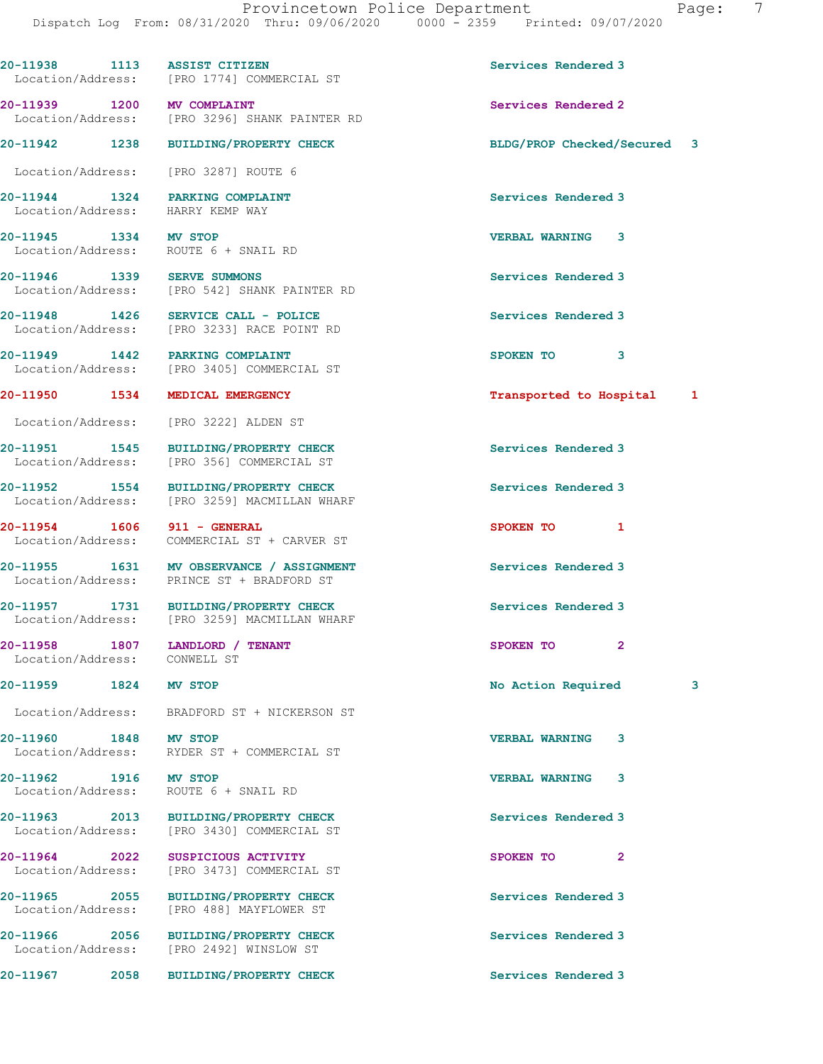| Call Number | Time | Call Reason | Action | Priority |
|---|---|---|---|---|
| 20-11938 | 1113 | ASSIST CITIZEN | Services Rendered | 3 |
| Location/Address: | | [PRO 1774] COMMERCIAL ST | | |
| 20-11939 | 1200 | MV COMPLAINT | Services Rendered | 2 |
| Location/Address: | | [PRO 3296] SHANK PAINTER RD | | |
| 20-11942 | 1238 | BUILDING/PROPERTY CHECK | BLDG/PROP Checked/Secured | 3 |
| Location/Address: | | [PRO 3287] ROUTE 6 | | |
| 20-11944 | 1324 | PARKING COMPLAINT | Services Rendered | 3 |
| Location/Address: | | HARRY KEMP WAY | | |
| 20-11945 | 1334 | MV STOP | VERBAL WARNING | 3 |
| Location/Address: | | ROUTE 6 + SNAIL RD | | |
| 20-11946 | 1339 | SERVE SUMMONS | Services Rendered | 3 |
| Location/Address: | | [PRO 542] SHANK PAINTER RD | | |
| 20-11948 | 1426 | SERVICE CALL - POLICE | Services Rendered | 3 |
| Location/Address: | | [PRO 3233] RACE POINT RD | | |
| 20-11949 | 1442 | PARKING COMPLAINT | SPOKEN TO | 3 |
| Location/Address: | | [PRO 3405] COMMERCIAL ST | | |
| 20-11950 | 1534 | MEDICAL EMERGENCY | Transported to Hospital | 1 |
| Location/Address: | | [PRO 3222] ALDEN ST | | |
| 20-11951 | 1545 | BUILDING/PROPERTY CHECK | Services Rendered | 3 |
| Location/Address: | | [PRO 356] COMMERCIAL ST | | |
| 20-11952 | 1554 | BUILDING/PROPERTY CHECK | Services Rendered | 3 |
| Location/Address: | | [PRO 3259] MACMILLAN WHARF | | |
| 20-11954 | 1606 | 911 - GENERAL | SPOKEN TO | 1 |
| Location/Address: | | COMMERCIAL ST + CARVER ST | | |
| 20-11955 | 1631 | MV OBSERVANCE / ASSIGNMENT | Services Rendered | 3 |
| Location/Address: | | PRINCE ST + BRADFORD ST | | |
| 20-11957 | 1731 | BUILDING/PROPERTY CHECK | Services Rendered | 3 |
| Location/Address: | | [PRO 3259] MACMILLAN WHARF | | |
| 20-11958 | 1807 | LANDLORD / TENANT | SPOKEN TO | 2 |
| Location/Address: | | CONWELL ST | | |
| 20-11959 | 1824 | MV STOP | No Action Required | 3 |
| Location/Address: | | BRADFORD ST + NICKERSON ST | | |
| 20-11960 | 1848 | MV STOP | VERBAL WARNING | 3 |
| Location/Address: | | RYDER ST + COMMERCIAL ST | | |
| 20-11962 | 1916 | MV STOP | VERBAL WARNING | 3 |
| Location/Address: | | ROUTE 6 + SNAIL RD | | |
| 20-11963 | 2013 | BUILDING/PROPERTY CHECK | Services Rendered | 3 |
| Location/Address: | | [PRO 3430] COMMERCIAL ST | | |
| 20-11964 | 2022 | SUSPICIOUS ACTIVITY | SPOKEN TO | 2 |
| Location/Address: | | [PRO 3473] COMMERCIAL ST | | |
| 20-11965 | 2055 | BUILDING/PROPERTY CHECK | Services Rendered | 3 |
| Location/Address: | | [PRO 488] MAYFLOWER ST | | |
| 20-11966 | 2056 | BUILDING/PROPERTY CHECK | Services Rendered | 3 |
| Location/Address: | | [PRO 2492] WINSLOW ST | | |
| 20-11967 | 2058 | BUILDING/PROPERTY CHECK | Services Rendered | 3 |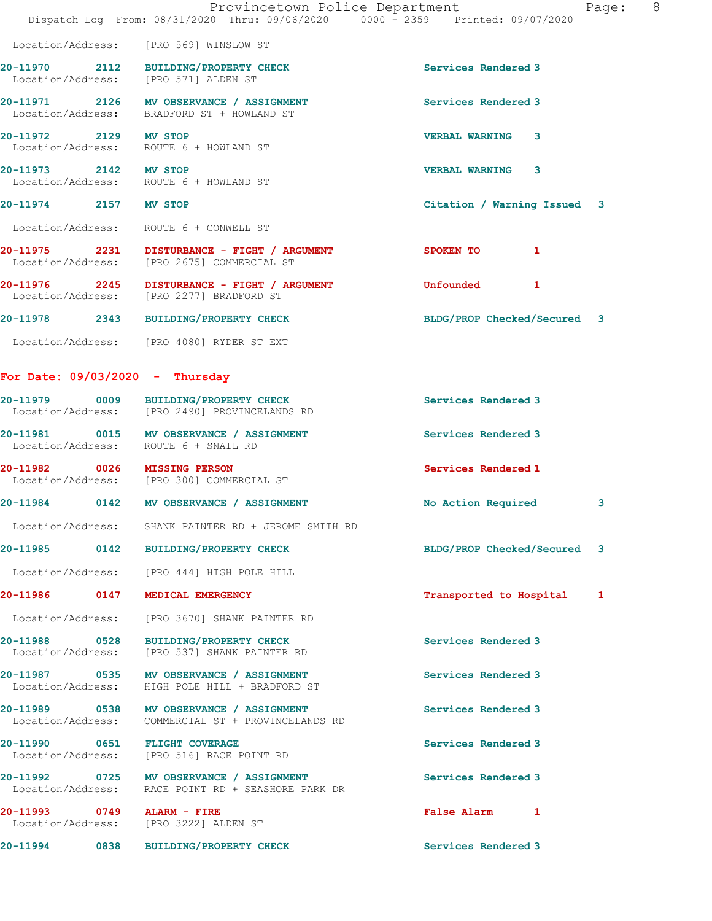Location/Address: [PRO 569] WINSLOW ST

| Call Number | Time | Call Reason | Action | Priority |
|---|---|---|---|---|
| 20-11970 | 2112 | BUILDING/PROPERTY CHECK | Services Rendered | 3 |
| | | Location/Address: [PRO 571] ALDEN ST | | |
| 20-11971 | 2126 | MV OBSERVANCE / ASSIGNMENT | Services Rendered | 3 |
| | | Location/Address: BRADFORD ST + HOWLAND ST | | |
| 20-11972 | 2129 | MV STOP | VERBAL WARNING | 3 |
| | | Location/Address: ROUTE 6 + HOWLAND ST | | |
| 20-11973 | 2142 | MV STOP | VERBAL WARNING | 3 |
| | | Location/Address: ROUTE 6 + HOWLAND ST | | |
| 20-11974 | 2157 | MV STOP | Citation / Warning Issued | 3 |
| | | Location/Address: ROUTE 6 + CONWELL ST | | |
| 20-11975 | 2231 | DISTURBANCE - FIGHT / ARGUMENT | SPOKEN TO | 1 |
| | | Location/Address: [PRO 2675] COMMERCIAL ST | | |
| 20-11976 | 2245 | DISTURBANCE - FIGHT / ARGUMENT | Unfounded | 1 |
| | | Location/Address: [PRO 2277] BRADFORD ST | | |
| 20-11978 | 2343 | BUILDING/PROPERTY CHECK | BLDG/PROP Checked/Secured | 3 |
| | | Location/Address: [PRO 4080] RYDER ST EXT | | |

## For Date: 09/03/2020 - Thursday

| Call Number | Time | Call Reason | Action | Priority |
|---|---|---|---|---|
| 20-11979 | 0009 | BUILDING/PROPERTY CHECK | Services Rendered | 3 |
| | | Location/Address: [PRO 2490] PROVINCELANDS RD | | |
| 20-11981 | 0015 | MV OBSERVANCE / ASSIGNMENT | Services Rendered | 3 |
| | | Location/Address: ROUTE 6 + SNAIL RD | | |
| 20-11982 | 0026 | MISSING PERSON | Services Rendered | 1 |
| | | Location/Address: [PRO 300] COMMERCIAL ST | | |
| 20-11984 | 0142 | MV OBSERVANCE / ASSIGNMENT | No Action Required | 3 |
| | | Location/Address: SHANK PAINTER RD + JEROME SMITH RD | | |
| 20-11985 | 0142 | BUILDING/PROPERTY CHECK | BLDG/PROP Checked/Secured | 3 |
| | | Location/Address: [PRO 444] HIGH POLE HILL | | |
| 20-11986 | 0147 | MEDICAL EMERGENCY | Transported to Hospital | 1 |
| | | Location/Address: [PRO 3670] SHANK PAINTER RD | | |
| 20-11988 | 0528 | BUILDING/PROPERTY CHECK | Services Rendered | 3 |
| | | Location/Address: [PRO 537] SHANK PAINTER RD | | |
| 20-11987 | 0535 | MV OBSERVANCE / ASSIGNMENT | Services Rendered | 3 |
| | | Location/Address: HIGH POLE HILL + BRADFORD ST | | |
| 20-11989 | 0538 | MV OBSERVANCE / ASSIGNMENT | Services Rendered | 3 |
| | | Location/Address: COMMERCIAL ST + PROVINCELANDS RD | | |
| 20-11990 | 0651 | FLIGHT COVERAGE | Services Rendered | 3 |
| | | Location/Address: [PRO 516] RACE POINT RD | | |
| 20-11992 | 0725 | MV OBSERVANCE / ASSIGNMENT | Services Rendered | 3 |
| | | Location/Address: RACE POINT RD + SEASHORE PARK DR | | |
| 20-11993 | 0749 | ALARM - FIRE | False Alarm | 1 |
| | | Location/Address: [PRO 3222] ALDEN ST | | |
| 20-11994 | 0838 | BUILDING/PROPERTY CHECK | Services Rendered | 3 |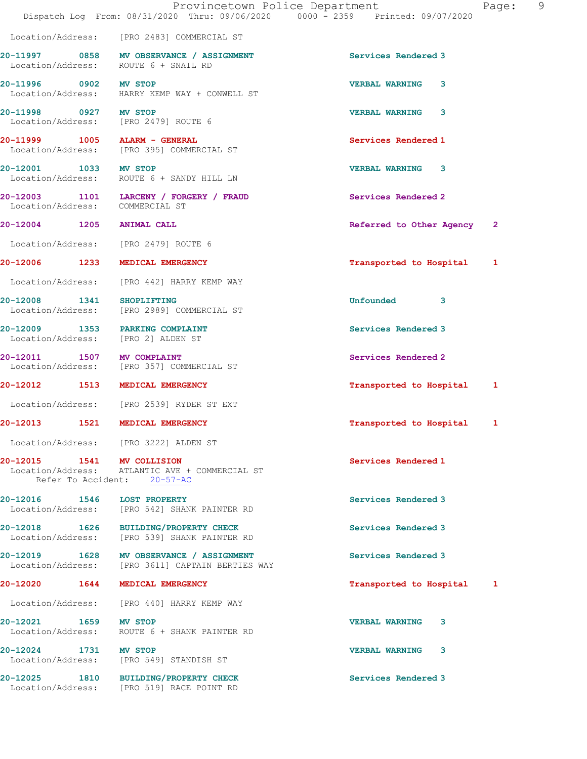Location/Address: [PRO 2483] COMMERCIAL ST

20-11997 0858 **MV OBSERVANCE / ASSIGNMENT** Services Rendered 3
Location/Address: ROUTE 6 + SNAIL RD

20-11996 0902 **MV STOP** VERBAL WARNING 3
Location/Address: HARRY KEMP WAY + CONWELL ST

20-11998 0927 **MV STOP** VERBAL WARNING 3
Location/Address: [PRO 2479] ROUTE 6

20-11999 1005 **ALARM - GENERAL** Services Rendered 1
Location/Address: [PRO 395] COMMERCIAL ST

20-12001 1033 **MV STOP** VERBAL WARNING 3
Location/Address: ROUTE 6 + SANDY HILL LN

20-12003 1101 **LARCENY / FORGERY / FRAUD** Services Rendered 2
Location/Address: COMMERCIAL ST

20-12004 1205 **ANIMAL CALL** Referred to Other Agency 2
Location/Address: [PRO 2479] ROUTE 6

20-12006 1233 **MEDICAL EMERGENCY** Transported to Hospital 1
Location/Address: [PRO 442] HARRY KEMP WAY

20-12008 1341 **SHOPLIFTING** Unfounded 3
Location/Address: [PRO 2989] COMMERCIAL ST

20-12009 1353 **PARKING COMPLAINT** Services Rendered 3
Location/Address: [PRO 2] ALDEN ST

20-12011 1507 **MV COMPLAINT** Services Rendered 2
Location/Address: [PRO 357] COMMERCIAL ST

20-12012 1513 **MEDICAL EMERGENCY** Transported to Hospital 1
Location/Address: [PRO 2539] RYDER ST EXT

20-12013 1521 **MEDICAL EMERGENCY** Transported to Hospital 1
Location/Address: [PRO 3222] ALDEN ST

20-12015 1541 **MV COLLISION** Services Rendered 1
Location/Address: ATLANTIC AVE + COMMERCIAL ST
Refer To Accident: 20-57-AC

20-12016 1546 **LOST PROPERTY** Services Rendered 3
Location/Address: [PRO 542] SHANK PAINTER RD

20-12018 1626 **BUILDING/PROPERTY CHECK** Services Rendered 3
Location/Address: [PRO 539] SHANK PAINTER RD

20-12019 1628 **MV OBSERVANCE / ASSIGNMENT** Services Rendered 3
Location/Address: [PRO 3611] CAPTAIN BERTIES WAY

20-12020 1644 **MEDICAL EMERGENCY** Transported to Hospital 1
Location/Address: [PRO 440] HARRY KEMP WAY

20-12021 1659 **MV STOP** VERBAL WARNING 3
Location/Address: ROUTE 6 + SHANK PAINTER RD

20-12024 1731 **MV STOP** VERBAL WARNING 3
Location/Address: [PRO 549] STANDISH ST

20-12025 1810 **BUILDING/PROPERTY CHECK** Services Rendered 3
Location/Address: [PRO 519] RACE POINT RD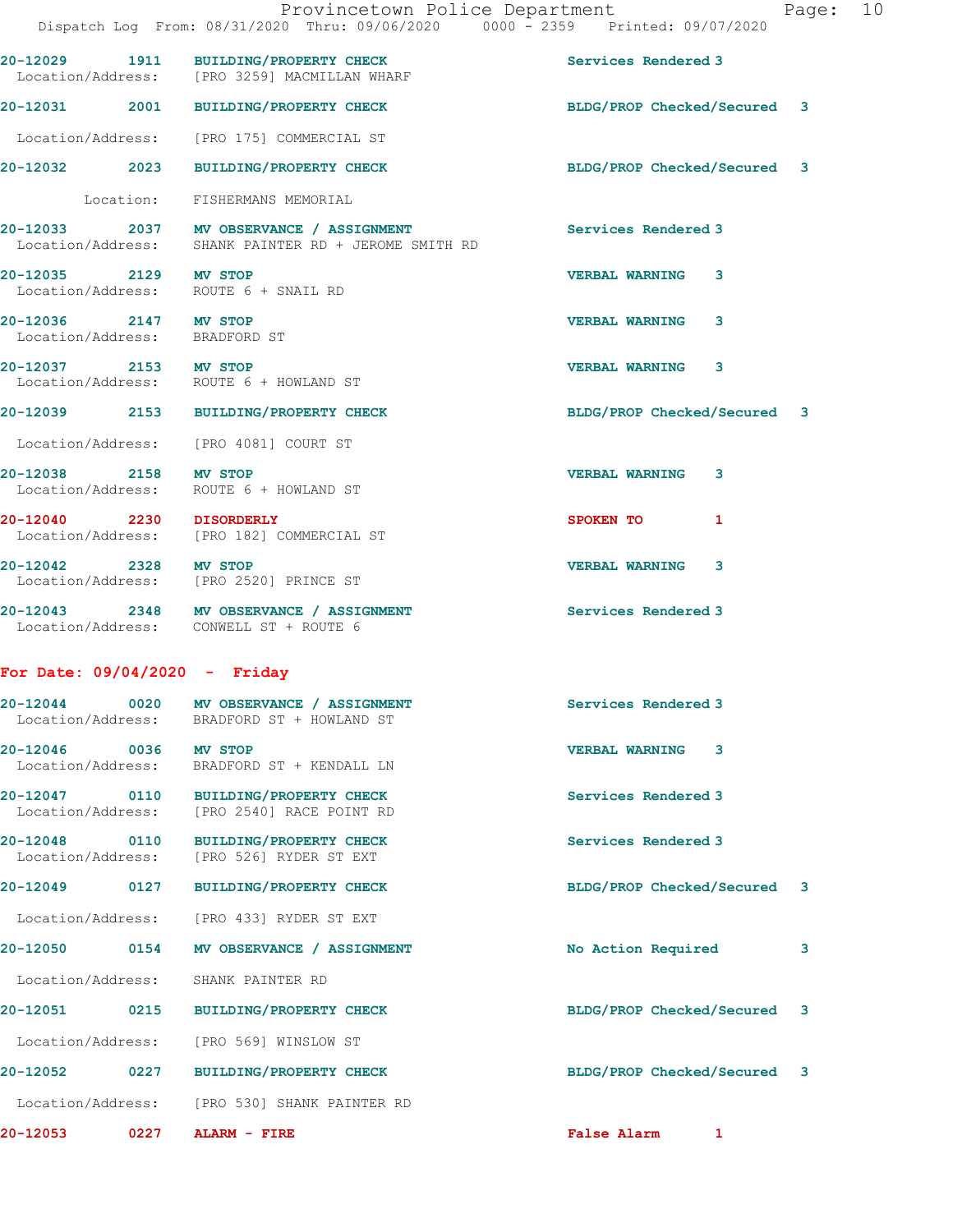20-12029 1911 **BUILDING/PROPERTY CHECK** Services Rendered 3
Location/Address: [PRO 3259] MACMILLAN WHARF

20-12031 2001 **BUILDING/PROPERTY CHECK** BLDG/PROP Checked/Secured 3
Location/Address: [PRO 175] COMMERCIAL ST

20-12032 2023 **BUILDING/PROPERTY CHECK** BLDG/PROP Checked/Secured 3
Location: FISHERMANS MEMORIAL

20-12033 2037 **MV OBSERVANCE / ASSIGNMENT** Services Rendered 3
Location/Address: SHANK PAINTER RD + JEROME SMITH RD

20-12035 2129 **MV STOP** VERBAL WARNING 3
Location/Address: ROUTE 6 + SNAIL RD

20-12036 2147 **MV STOP** VERBAL WARNING 3
Location/Address: BRADFORD ST

20-12037 2153 **MV STOP** VERBAL WARNING 3
Location/Address: ROUTE 6 + HOWLAND ST

20-12039 2153 **BUILDING/PROPERTY CHECK** BLDG/PROP Checked/Secured 3
Location/Address: [PRO 4081] COURT ST

20-12038 2158 **MV STOP** VERBAL WARNING 3
Location/Address: ROUTE 6 + HOWLAND ST

20-12040 2230 **DISORDERLY** SPOKEN TO 1
Location/Address: [PRO 182] COMMERCIAL ST

20-12042 2328 **MV STOP** VERBAL WARNING 3
Location/Address: [PRO 2520] PRINCE ST

20-12043 2348 **MV OBSERVANCE / ASSIGNMENT** Services Rendered 3
Location/Address: CONWELL ST + ROUTE 6

## For Date: 09/04/2020 - Friday

20-12044 0020 **MV OBSERVANCE / ASSIGNMENT** Services Rendered 3
Location/Address: BRADFORD ST + HOWLAND ST

20-12046 0036 **MV STOP** VERBAL WARNING 3
Location/Address: BRADFORD ST + KENDALL LN

20-12047 0110 **BUILDING/PROPERTY CHECK** Services Rendered 3
Location/Address: [PRO 2540] RACE POINT RD

20-12048 0110 **BUILDING/PROPERTY CHECK** Services Rendered 3
Location/Address: [PRO 526] RYDER ST EXT

20-12049 0127 **BUILDING/PROPERTY CHECK** BLDG/PROP Checked/Secured 3
Location/Address: [PRO 433] RYDER ST EXT

20-12050 0154 **MV OBSERVANCE / ASSIGNMENT** No Action Required 3
Location/Address: SHANK PAINTER RD

20-12051 0215 **BUILDING/PROPERTY CHECK** BLDG/PROP Checked/Secured 3
Location/Address: [PRO 569] WINSLOW ST

20-12052 0227 **BUILDING/PROPERTY CHECK** BLDG/PROP Checked/Secured 3
Location/Address: [PRO 530] SHANK PAINTER RD

20-12053 0227 **ALARM - FIRE** False Alarm 1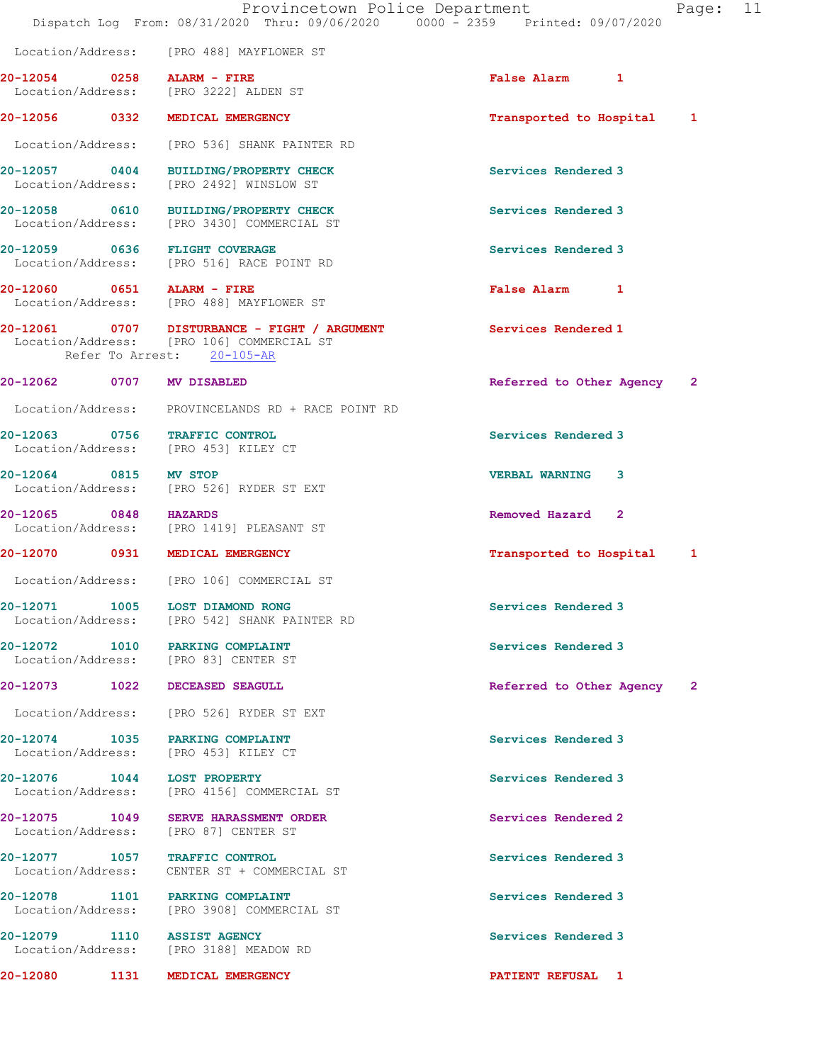Location/Address: [PRO 488] MAYFLOWER ST

**20-12054 0258 ALARM - FIRE** False Alarm 1
Location/Address: [PRO 3222] ALDEN ST

**20-12056 0332 MEDICAL EMERGENCY** Transported to Hospital 1
Location/Address: [PRO 536] SHANK PAINTER RD

**20-12057 0404 BUILDING/PROPERTY CHECK** Services Rendered 3
Location/Address: [PRO 2492] WINSLOW ST

**20-12058 0610 BUILDING/PROPERTY CHECK** Services Rendered 3
Location/Address: [PRO 3430] COMMERCIAL ST

**20-12059 0636 FLIGHT COVERAGE** Services Rendered 3
Location/Address: [PRO 516] RACE POINT RD

**20-12060 0651 ALARM - FIRE** False Alarm 1
Location/Address: [PRO 488] MAYFLOWER ST

**20-12061 0707 DISTURBANCE - FIGHT / ARGUMENT** Services Rendered 1
Location/Address: [PRO 106] COMMERCIAL ST
Refer To Arrest: 20-105-AR

**20-12062 0707 MV DISABLED** Referred to Other Agency 2
Location/Address: PROVINCELANDS RD + RACE POINT RD

**20-12063 0756 TRAFFIC CONTROL** Services Rendered 3
Location/Address: [PRO 453] KILEY CT

**20-12064 0815 MV STOP** VERBAL WARNING 3
Location/Address: [PRO 526] RYDER ST EXT

**20-12065 0848 HAZARDS** Removed Hazard 2
Location/Address: [PRO 1419] PLEASANT ST

**20-12070 0931 MEDICAL EMERGENCY** Transported to Hospital 1
Location/Address: [PRO 106] COMMERCIAL ST

**20-12071 1005 LOST DIAMOND RONG** Services Rendered 3
Location/Address: [PRO 542] SHANK PAINTER RD

**20-12072 1010 PARKING COMPLAINT** Services Rendered 3
Location/Address: [PRO 83] CENTER ST

**20-12073 1022 DECEASED SEAGULL** Referred to Other Agency 2
Location/Address: [PRO 526] RYDER ST EXT

**20-12074 1035 PARKING COMPLAINT** Services Rendered 3
Location/Address: [PRO 453] KILEY CT

**20-12076 1044 LOST PROPERTY** Services Rendered 3
Location/Address: [PRO 4156] COMMERCIAL ST

**20-12075 1049 SERVE HARASSMENT ORDER** Services Rendered 2
Location/Address: [PRO 87] CENTER ST

**20-12077 1057 TRAFFIC CONTROL** Services Rendered 3
Location/Address: CENTER ST + COMMERCIAL ST

**20-12078 1101 PARKING COMPLAINT** Services Rendered 3
Location/Address: [PRO 3908] COMMERCIAL ST

**20-12079 1110 ASSIST AGENCY** Services Rendered 3
Location/Address: [PRO 3188] MEADOW RD

**20-12080 1131 MEDICAL EMERGENCY** PATIENT REFUSAL 1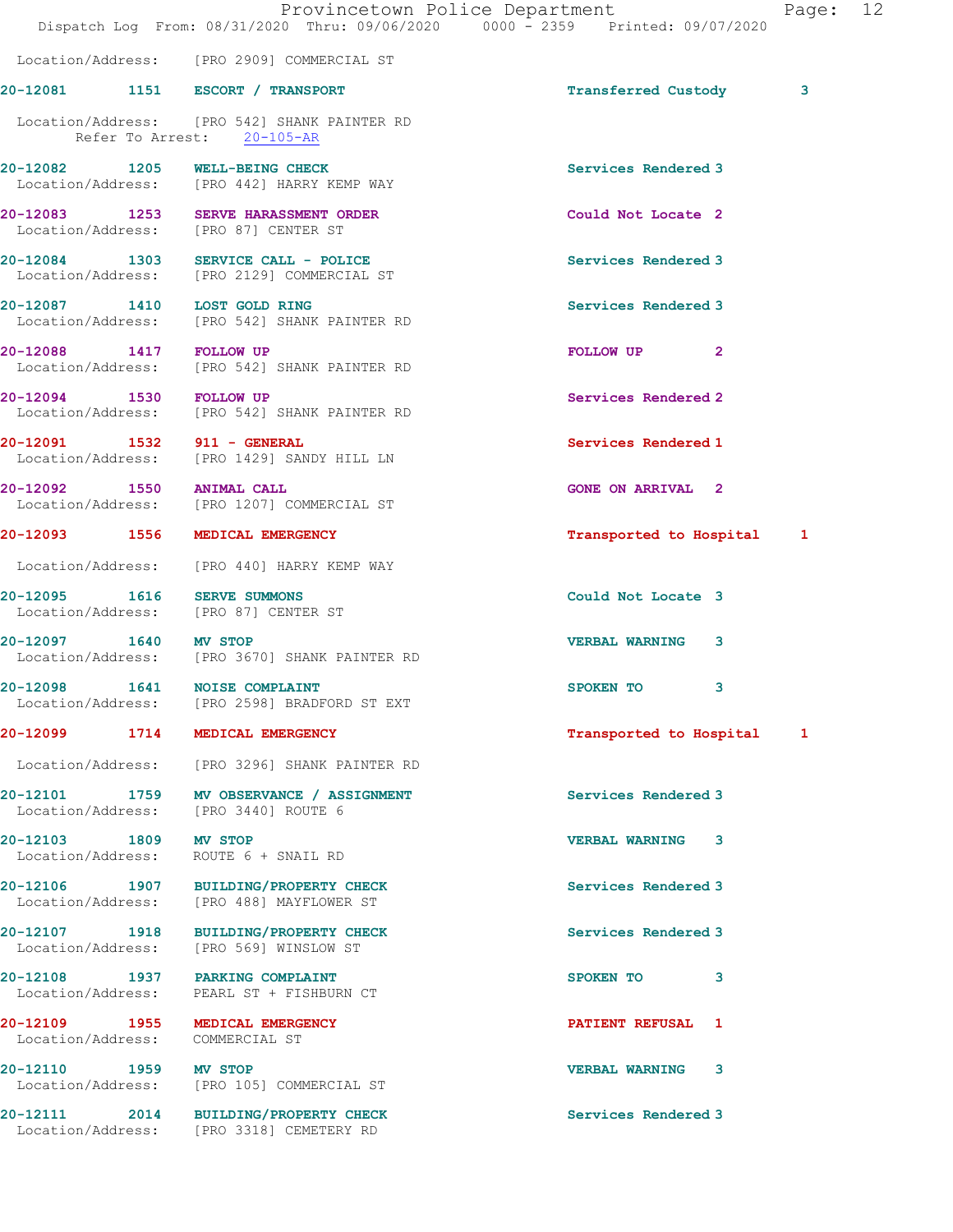Location/Address: [PRO 2909] COMMERCIAL ST

**20-12081 1151 ESCORT / TRANSPORT** Transferred Custody 3
Location/Address: [PRO 542] SHANK PAINTER RD
Refer To Arrest: 20-105-AR

**20-12082 1205 WELL-BEING CHECK** Services Rendered 3
Location/Address: [PRO 442] HARRY KEMP WAY

**20-12083 1253 SERVE HARASSMENT ORDER** Could Not Locate 2
Location/Address: [PRO 87] CENTER ST

**20-12084 1303 SERVICE CALL - POLICE** Services Rendered 3
Location/Address: [PRO 2129] COMMERCIAL ST

**20-12087 1410 LOST GOLD RING** Services Rendered 3
Location/Address: [PRO 542] SHANK PAINTER RD

**20-12088 1417 FOLLOW UP** FOLLOW UP 2
Location/Address: [PRO 542] SHANK PAINTER RD

**20-12094 1530 FOLLOW UP** Services Rendered 2
Location/Address: [PRO 542] SHANK PAINTER RD

**20-12091 1532 911 - GENERAL** Services Rendered 1
Location/Address: [PRO 1429] SANDY HILL LN

**20-12092 1550 ANIMAL CALL** GONE ON ARRIVAL 2
Location/Address: [PRO 1207] COMMERCIAL ST

**20-12093 1556 MEDICAL EMERGENCY** Transported to Hospital 1
Location/Address: [PRO 440] HARRY KEMP WAY

**20-12095 1616 SERVE SUMMONS** Could Not Locate 3
Location/Address: [PRO 87] CENTER ST

**20-12097 1640 MV STOP** VERBAL WARNING 3
Location/Address: [PRO 3670] SHANK PAINTER RD

**20-12098 1641 NOISE COMPLAINT** SPOKEN TO 3
Location/Address: [PRO 2598] BRADFORD ST EXT

**20-12099 1714 MEDICAL EMERGENCY** Transported to Hospital 1
Location/Address: [PRO 3296] SHANK PAINTER RD

**20-12101 1759 MV OBSERVANCE / ASSIGNMENT** Services Rendered 3
Location/Address: [PRO 3440] ROUTE 6

**20-12103 1809 MV STOP** VERBAL WARNING 3
Location/Address: ROUTE 6 + SNAIL RD

**20-12106 1907 BUILDING/PROPERTY CHECK** Services Rendered 3
Location/Address: [PRO 488] MAYFLOWER ST

**20-12107 1918 BUILDING/PROPERTY CHECK** Services Rendered 3
Location/Address: [PRO 569] WINSLOW ST

**20-12108 1937 PARKING COMPLAINT** SPOKEN TO 3
Location/Address: PEARL ST + FISHBURN CT

**20-12109 1955 MEDICAL EMERGENCY** PATIENT REFUSAL 1
Location/Address: COMMERCIAL ST

**20-12110 1959 MV STOP** VERBAL WARNING 3
Location/Address: [PRO 105] COMMERCIAL ST

**20-12111 2014 BUILDING/PROPERTY CHECK** Services Rendered 3
Location/Address: [PRO 3318] CEMETERY RD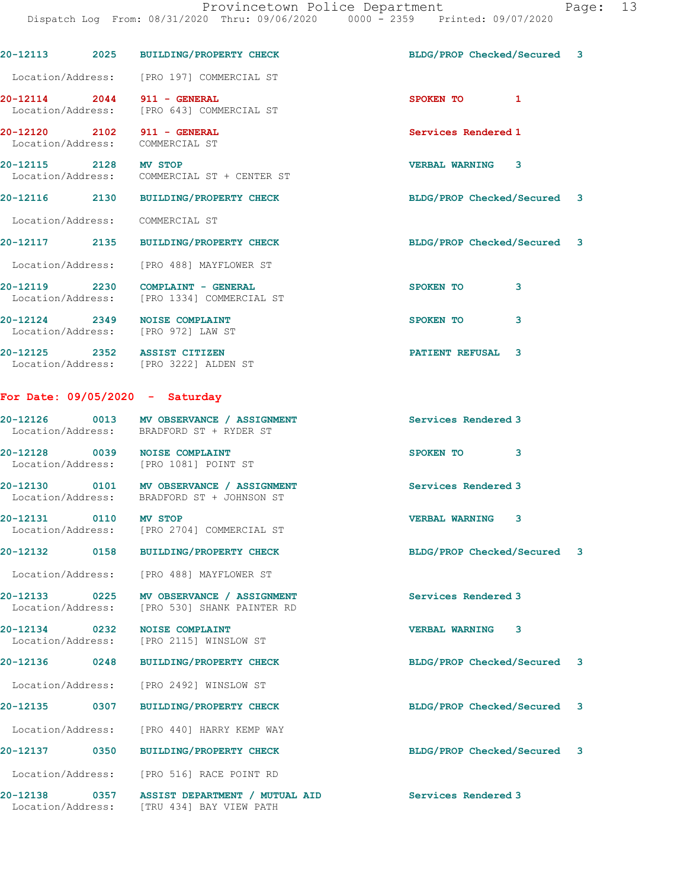20-12113 2025 BUILDING/PROPERTY CHECK BLDG/PROP Checked/Secured 3

Location/Address: [PRO 197] COMMERCIAL ST

20-12114 2044 911 - GENERAL SPOKEN TO 1
Location/Address: [PRO 643] COMMERCIAL ST

20-12120 2102 911 - GENERAL Services Rendered 1
Location/Address: COMMERCIAL ST

20-12115 2128 MV STOP VERBAL WARNING 3
Location/Address: COMMERCIAL ST + CENTER ST

20-12116 2130 BUILDING/PROPERTY CHECK BLDG/PROP Checked/Secured 3

Location/Address: COMMERCIAL ST

20-12117 2135 BUILDING/PROPERTY CHECK BLDG/PROP Checked/Secured 3

Location/Address: [PRO 488] MAYFLOWER ST

20-12119 2230 COMPLAINT - GENERAL SPOKEN TO 3
Location/Address: [PRO 1334] COMMERCIAL ST

20-12124 2349 NOISE COMPLAINT SPOKEN TO 3
Location/Address: [PRO 972] LAW ST

20-12125 2352 ASSIST CITIZEN PATIENT REFUSAL 3
Location/Address: [PRO 3222] ALDEN ST

**For Date: 09/05/2020 - Saturday**

20-12126 0013 MV OBSERVANCE / ASSIGNMENT Services Rendered 3
Location/Address: BRADFORD ST + RYDER ST

20-12128 0039 NOISE COMPLAINT SPOKEN TO 3
Location/Address: [PRO 1081] POINT ST

20-12130 0101 MV OBSERVANCE / ASSIGNMENT Services Rendered 3
Location/Address: BRADFORD ST + JOHNSON ST

20-12131 0110 MV STOP VERBAL WARNING 3
Location/Address: [PRO 2704] COMMERCIAL ST

20-12132 0158 BUILDING/PROPERTY CHECK BLDG/PROP Checked/Secured 3

Location/Address: [PRO 488] MAYFLOWER ST

20-12133 0225 MV OBSERVANCE / ASSIGNMENT Services Rendered 3
Location/Address: [PRO 530] SHANK PAINTER RD

20-12134 0232 NOISE COMPLAINT VERBAL WARNING 3
Location/Address: [PRO 2115] WINSLOW ST

20-12136 0248 BUILDING/PROPERTY CHECK BLDG/PROP Checked/Secured 3

Location/Address: [PRO 2492] WINSLOW ST

20-12135 0307 BUILDING/PROPERTY CHECK BLDG/PROP Checked/Secured 3

Location/Address: [PRO 440] HARRY KEMP WAY

20-12137 0350 BUILDING/PROPERTY CHECK BLDG/PROP Checked/Secured 3

Location/Address: [PRO 516] RACE POINT RD

20-12138 0357 ASSIST DEPARTMENT / MUTUAL AID Services Rendered 3
Location/Address: [TRU 434] BAY VIEW PATH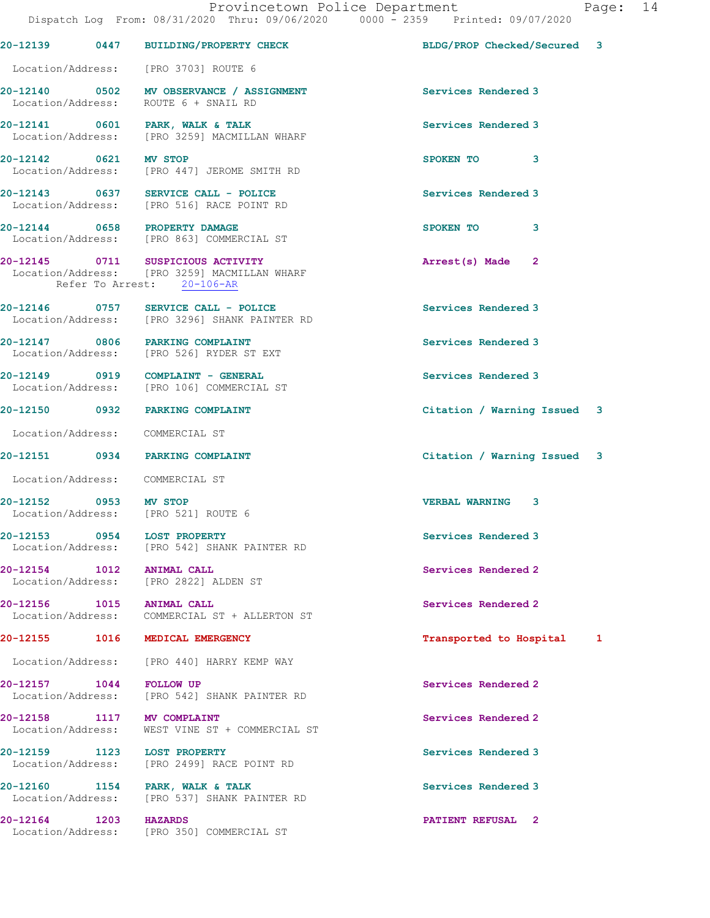20-12139 0447 BUILDING/PROPERTY CHECK BLDG/PROP Checked/Secured 3

Location/Address: [PRO 3703] ROUTE 6

20-12140 0502 MV OBSERVANCE / ASSIGNMENT Services Rendered 3
Location/Address: ROUTE 6 + SNAIL RD

20-12141 0601 PARK, WALK & TALK Services Rendered 3
Location/Address: [PRO 3259] MACMILLAN WHARF

20-12142 0621 MV STOP SPOKEN TO 3
Location/Address: [PRO 447] JEROME SMITH RD

20-12143 0637 SERVICE CALL - POLICE Services Rendered 3
Location/Address: [PRO 516] RACE POINT RD

20-12144 0658 PROPERTY DAMAGE SPOKEN TO 3
Location/Address: [PRO 863] COMMERCIAL ST

20-12145 0711 SUSPICIOUS ACTIVITY Arrest(s) Made 2
Location/Address: [PRO 3259] MACMILLAN WHARF
Refer To Arrest: 20-106-AR

20-12146 0757 SERVICE CALL - POLICE Services Rendered 3
Location/Address: [PRO 3296] SHANK PAINTER RD

20-12147 0806 PARKING COMPLAINT Services Rendered 3
Location/Address: [PRO 526] RYDER ST EXT

20-12149 0919 COMPLAINT - GENERAL Services Rendered 3
Location/Address: [PRO 106] COMMERCIAL ST

20-12150 0932 PARKING COMPLAINT Citation / Warning Issued 3

Location/Address: COMMERCIAL ST

20-12151 0934 PARKING COMPLAINT Citation / Warning Issued 3

Location/Address: COMMERCIAL ST

20-12152 0953 MV STOP VERBAL WARNING 3
Location/Address: [PRO 521] ROUTE 6

20-12153 0954 LOST PROPERTY Services Rendered 3
Location/Address: [PRO 542] SHANK PAINTER RD

20-12154 1012 ANIMAL CALL Services Rendered 2
Location/Address: [PRO 2822] ALDEN ST

20-12156 1015 ANIMAL CALL Services Rendered 2
Location/Address: COMMERCIAL ST + ALLERTON ST

20-12155 1016 MEDICAL EMERGENCY Transported to Hospital 1

Location/Address: [PRO 440] HARRY KEMP WAY

20-12157 1044 FOLLOW UP Services Rendered 2
Location/Address: [PRO 542] SHANK PAINTER RD

20-12158 1117 MV COMPLAINT Services Rendered 2
Location/Address: WEST VINE ST + COMMERCIAL ST

20-12159 1123 LOST PROPERTY Services Rendered 3
Location/Address: [PRO 2499] RACE POINT RD

20-12160 1154 PARK, WALK & TALK Services Rendered 3
Location/Address: [PRO 537] SHANK PAINTER RD

20-12164 1203 HAZARDS PATIENT REFUSAL 2
Location/Address: [PRO 350] COMMERCIAL ST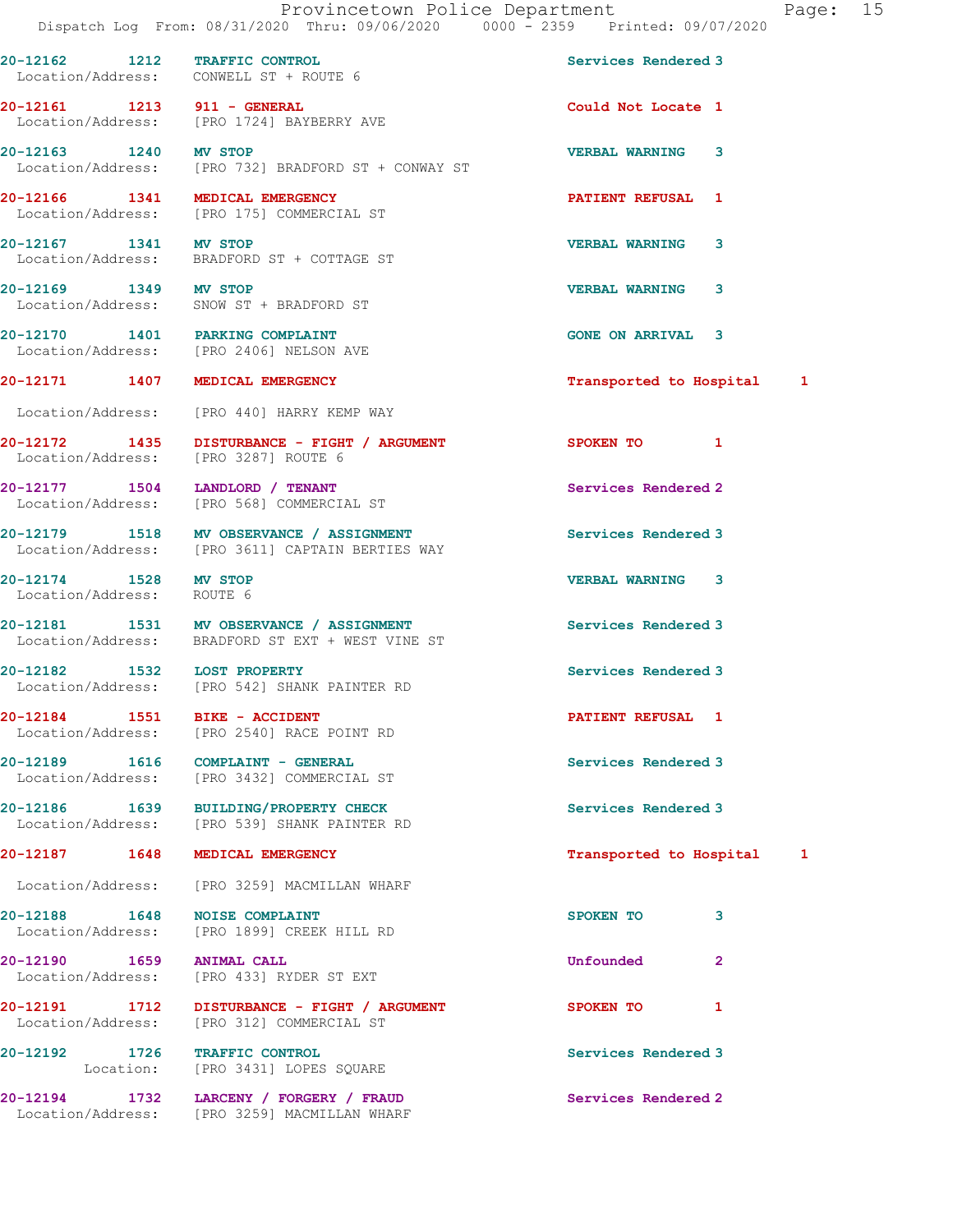| Call # | Time | Call Type | Disposition | Priority |
|---|---|---|---|---|
| 20-12162 | 1212 | TRAFFIC CONTROL | Services Rendered | 3 |
| Location/Address: | | CONWELL ST + ROUTE 6 | | |
| 20-12161 | 1213 | 911 - GENERAL | Could Not Locate | 1 |
| Location/Address: | | [PRO 1724] BAYBERRY AVE | | |
| 20-12163 | 1240 | MV STOP | VERBAL WARNING | 3 |
| Location/Address: | | [PRO 732] BRADFORD ST + CONWAY ST | | |
| 20-12166 | 1341 | MEDICAL EMERGENCY | PATIENT REFUSAL | 1 |
| Location/Address: | | [PRO 175] COMMERCIAL ST | | |
| 20-12167 | 1341 | MV STOP | VERBAL WARNING | 3 |
| Location/Address: | | BRADFORD ST + COTTAGE ST | | |
| 20-12169 | 1349 | MV STOP | VERBAL WARNING | 3 |
| Location/Address: | | SNOW ST + BRADFORD ST | | |
| 20-12170 | 1401 | PARKING COMPLAINT | GONE ON ARRIVAL | 3 |
| Location/Address: | | [PRO 2406] NELSON AVE | | |
| 20-12171 | 1407 | MEDICAL EMERGENCY | Transported to Hospital | 1 |
| Location/Address: | | [PRO 440] HARRY KEMP WAY | | |
| 20-12172 | 1435 | DISTURBANCE - FIGHT / ARGUMENT | SPOKEN TO | 1 |
| Location/Address: | | [PRO 3287] ROUTE 6 | | |
| 20-12177 | 1504 | LANDLORD / TENANT | Services Rendered | 2 |
| Location/Address: | | [PRO 568] COMMERCIAL ST | | |
| 20-12179 | 1518 | MV OBSERVANCE / ASSIGNMENT | Services Rendered | 3 |
| Location/Address: | | [PRO 3611] CAPTAIN BERTIES WAY | | |
| 20-12174 | 1528 | MV STOP | VERBAL WARNING | 3 |
| Location/Address: | | ROUTE 6 | | |
| 20-12181 | 1531 | MV OBSERVANCE / ASSIGNMENT | Services Rendered | 3 |
| Location/Address: | | BRADFORD ST EXT + WEST VINE ST | | |
| 20-12182 | 1532 | LOST PROPERTY | Services Rendered | 3 |
| Location/Address: | | [PRO 542] SHANK PAINTER RD | | |
| 20-12184 | 1551 | BIKE - ACCIDENT | PATIENT REFUSAL | 1 |
| Location/Address: | | [PRO 2540] RACE POINT RD | | |
| 20-12189 | 1616 | COMPLAINT - GENERAL | Services Rendered | 3 |
| Location/Address: | | [PRO 3432] COMMERCIAL ST | | |
| 20-12186 | 1639 | BUILDING/PROPERTY CHECK | Services Rendered | 3 |
| Location/Address: | | [PRO 539] SHANK PAINTER RD | | |
| 20-12187 | 1648 | MEDICAL EMERGENCY | Transported to Hospital | 1 |
| Location/Address: | | [PRO 3259] MACMILLAN WHARF | | |
| 20-12188 | 1648 | NOISE COMPLAINT | SPOKEN TO | 3 |
| Location/Address: | | [PRO 1899] CREEK HILL RD | | |
| 20-12190 | 1659 | ANIMAL CALL | Unfounded | 2 |
| Location/Address: | | [PRO 433] RYDER ST EXT | | |
| 20-12191 | 1712 | DISTURBANCE - FIGHT / ARGUMENT | SPOKEN TO | 1 |
| Location/Address: | | [PRO 312] COMMERCIAL ST | | |
| 20-12192 | 1726 | TRAFFIC CONTROL | Services Rendered | 3 |
| Location: | | [PRO 3431] LOPES SQUARE | | |
| 20-12194 | 1732 | LARCENY / FORGERY / FRAUD | Services Rendered | 2 |
| Location/Address: | | [PRO 3259] MACMILLAN WHARF | | |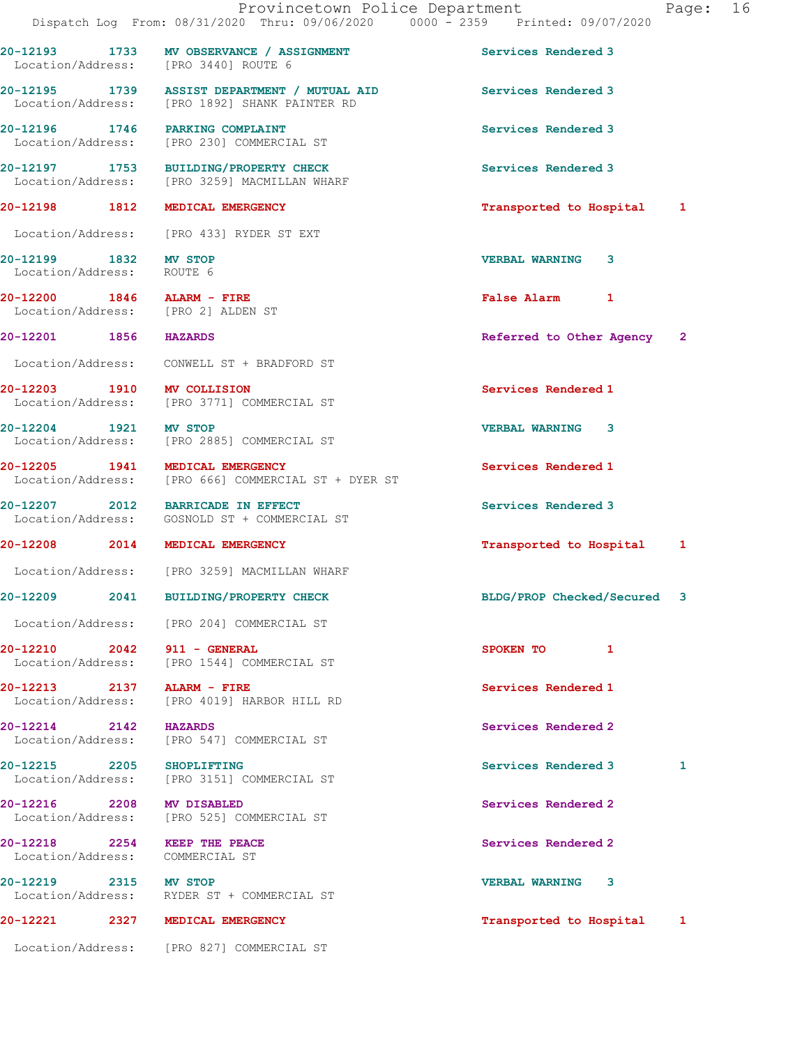| Call # | Time | Call Reason | Action | Priority | |
|---|---|---|---|---|---|
| 20-12193 | 1733 | MV OBSERVANCE / ASSIGNMENT | Services Rendered | 3 | |
| Location/Address: | | [PRO 3440] ROUTE 6 | | | |
| 20-12195 | 1739 | ASSIST DEPARTMENT / MUTUAL AID | Services Rendered | 3 | |
| Location/Address: | | [PRO 1892] SHANK PAINTER RD | | | |
| 20-12196 | 1746 | PARKING COMPLAINT | Services Rendered | 3 | |
| Location/Address: | | [PRO 230] COMMERCIAL ST | | | |
| 20-12197 | 1753 | BUILDING/PROPERTY CHECK | Services Rendered | 3 | |
| Location/Address: | | [PRO 3259] MACMILLAN WHARF | | | |
| 20-12198 | 1812 | MEDICAL EMERGENCY | Transported to Hospital | 1 | |
| Location/Address: | | [PRO 433] RYDER ST EXT | | | |
| 20-12199 | 1832 | MV STOP | VERBAL WARNING | 3 | |
| Location/Address: | | ROUTE 6 | | | |
| 20-12200 | 1846 | ALARM - FIRE | False Alarm | 1 | |
| Location/Address: | | [PRO 2] ALDEN ST | | | |
| 20-12201 | 1856 | HAZARDS | Referred to Other Agency | 2 | |
| Location/Address: | | CONWELL ST + BRADFORD ST | | | |
| 20-12203 | 1910 | MV COLLISION | Services Rendered | 1 | |
| Location/Address: | | [PRO 3771] COMMERCIAL ST | | | |
| 20-12204 | 1921 | MV STOP | VERBAL WARNING | 3 | |
| Location/Address: | | [PRO 2885] COMMERCIAL ST | | | |
| 20-12205 | 1941 | MEDICAL EMERGENCY | Services Rendered | 1 | |
| Location/Address: | | [PRO 666] COMMERCIAL ST + DYER ST | | | |
| 20-12207 | 2012 | BARRICADE IN EFFECT | Services Rendered | 3 | |
| Location/Address: | | GOSNOLD ST + COMMERCIAL ST | | | |
| 20-12208 | 2014 | MEDICAL EMERGENCY | Transported to Hospital | 1 | |
| Location/Address: | | [PRO 3259] MACMILLAN WHARF | | | |
| 20-12209 | 2041 | BUILDING/PROPERTY CHECK | BLDG/PROP Checked/Secured | 3 | |
| Location/Address: | | [PRO 204] COMMERCIAL ST | | | |
| 20-12210 | 2042 | 911 - GENERAL | SPOKEN TO | 1 | |
| Location/Address: | | [PRO 1544] COMMERCIAL ST | | | |
| 20-12213 | 2137 | ALARM - FIRE | Services Rendered | 1 | |
| Location/Address: | | [PRO 4019] HARBOR HILL RD | | | |
| 20-12214 | 2142 | HAZARDS | Services Rendered | 2 | |
| Location/Address: | | [PRO 547] COMMERCIAL ST | | | |
| 20-12215 | 2205 | SHOPLIFTING | Services Rendered | 3 | 1 |
| Location/Address: | | [PRO 3151] COMMERCIAL ST | | | |
| 20-12216 | 2208 | MV DISABLED | Services Rendered | 2 | |
| Location/Address: | | [PRO 525] COMMERCIAL ST | | | |
| 20-12218 | 2254 | KEEP THE PEACE | Services Rendered | 2 | |
| Location/Address: | | COMMERCIAL ST | | | |
| 20-12219 | 2315 | MV STOP | VERBAL WARNING | 3 | |
| Location/Address: | | RYDER ST + COMMERCIAL ST | | | |
| 20-12221 | 2327 | MEDICAL EMERGENCY | Transported to Hospital | 1 | |
| Location/Address: | | [PRO 827] COMMERCIAL ST | | | |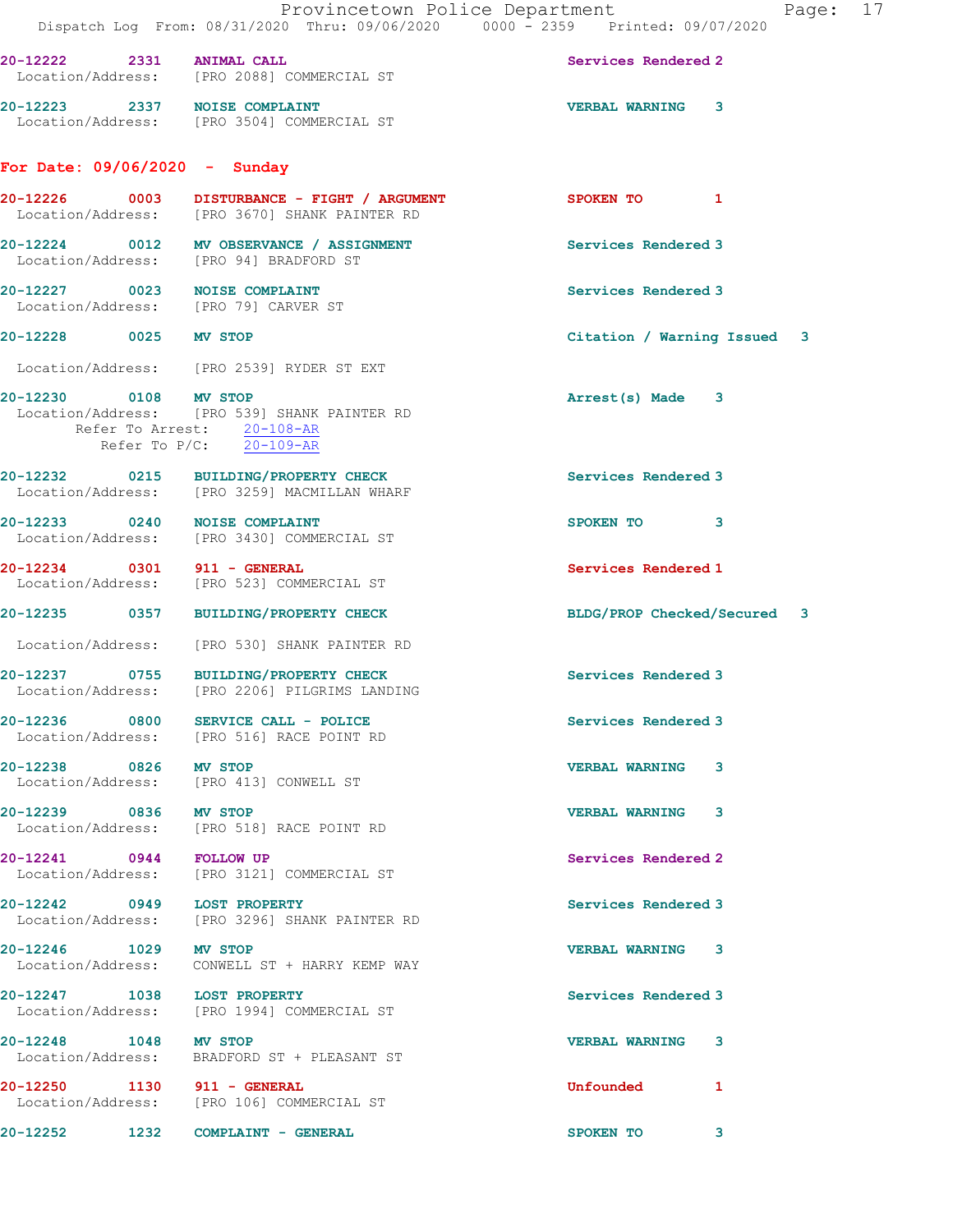20-12222 2331 **ANIMAL CALL** Services Rendered 2
Location/Address: [PRO 2088] COMMERCIAL ST

20-12223 2337 **NOISE COMPLAINT** VERBAL WARNING 3
Location/Address: [PRO 3504] COMMERCIAL ST

## For Date: 09/06/2020 - Sunday

20-12226 0003 **DISTURBANCE - FIGHT / ARGUMENT** SPOKEN TO 1
Location/Address: [PRO 3670] SHANK PAINTER RD

20-12224 0012 **MV OBSERVANCE / ASSIGNMENT** Services Rendered 3
Location/Address: [PRO 94] BRADFORD ST

20-12227 0023 **NOISE COMPLAINT** Services Rendered 3
Location/Address: [PRO 79] CARVER ST

20-12228 0025 **MV STOP** Citation / Warning Issued 3
Location/Address: [PRO 2539] RYDER ST EXT

20-12230 0108 **MV STOP** Arrest(s) Made 3
Location/Address: [PRO 539] SHANK PAINTER RD
Refer To Arrest: 20-108-AR
Refer To P/C: 20-109-AR

20-12232 0215 **BUILDING/PROPERTY CHECK** Services Rendered 3
Location/Address: [PRO 3259] MACMILLAN WHARF

20-12233 0240 **NOISE COMPLAINT** SPOKEN TO 3
Location/Address: [PRO 3430] COMMERCIAL ST

20-12234 0301 **911 - GENERAL** Services Rendered 1
Location/Address: [PRO 523] COMMERCIAL ST

20-12235 0357 **BUILDING/PROPERTY CHECK** BLDG/PROP Checked/Secured 3
Location/Address: [PRO 530] SHANK PAINTER RD

20-12237 0755 **BUILDING/PROPERTY CHECK** Services Rendered 3
Location/Address: [PRO 2206] PILGRIMS LANDING

20-12236 0800 **SERVICE CALL - POLICE** Services Rendered 3
Location/Address: [PRO 516] RACE POINT RD

20-12238 0826 **MV STOP** VERBAL WARNING 3
Location/Address: [PRO 413] CONWELL ST

20-12239 0836 **MV STOP** VERBAL WARNING 3
Location/Address: [PRO 518] RACE POINT RD

20-12241 0944 **FOLLOW UP** Services Rendered 2
Location/Address: [PRO 3121] COMMERCIAL ST

20-12242 0949 **LOST PROPERTY** Services Rendered 3
Location/Address: [PRO 3296] SHANK PAINTER RD

20-12246 1029 **MV STOP** VERBAL WARNING 3
Location/Address: CONWELL ST + HARRY KEMP WAY

20-12247 1038 **LOST PROPERTY** Services Rendered 3
Location/Address: [PRO 1994] COMMERCIAL ST

20-12248 1048 **MV STOP** VERBAL WARNING 3
Location/Address: BRADFORD ST + PLEASANT ST

20-12250 1130 **911 - GENERAL** Unfounded 1
Location/Address: [PRO 106] COMMERCIAL ST

20-12252 1232 **COMPLAINT - GENERAL** SPOKEN TO 3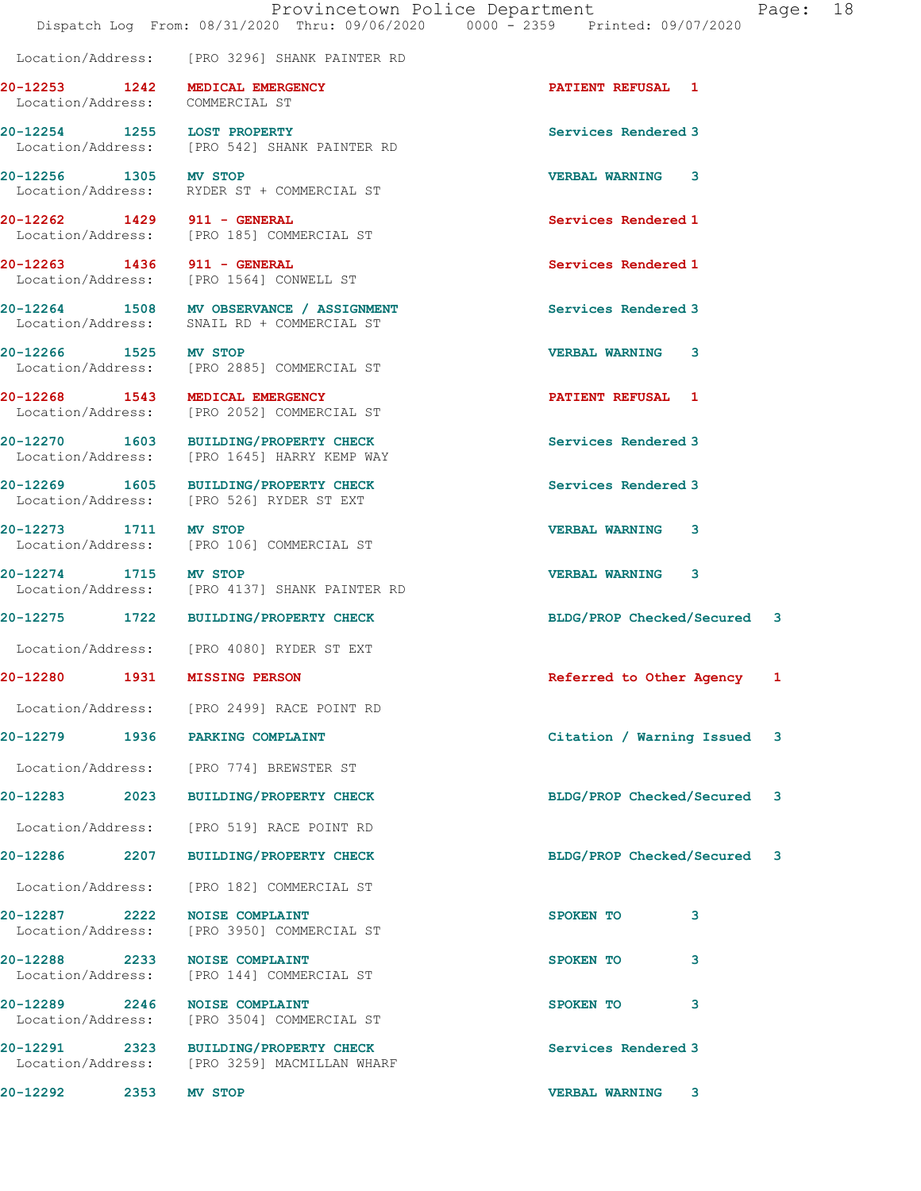Location/Address: [PRO 3296] SHANK PAINTER RD

**20-12253 1242 MEDICAL EMERGENCY** PATIENT REFUSAL 1
Location/Address: COMMERCIAL ST

**20-12254 1255 LOST PROPERTY** Services Rendered 3
Location/Address: [PRO 542] SHANK PAINTER RD

**20-12256 1305 MV STOP** VERBAL WARNING 3
Location/Address: RYDER ST + COMMERCIAL ST

**20-12262 1429 911 - GENERAL** Services Rendered 1
Location/Address: [PRO 185] COMMERCIAL ST

**20-12263 1436 911 - GENERAL** Services Rendered 1
Location/Address: [PRO 1564] CONWELL ST

**20-12264 1508 MV OBSERVANCE / ASSIGNMENT** Services Rendered 3
Location/Address: SNAIL RD + COMMERCIAL ST

**20-12266 1525 MV STOP** VERBAL WARNING 3
Location/Address: [PRO 2885] COMMERCIAL ST

**20-12268 1543 MEDICAL EMERGENCY** PATIENT REFUSAL 1
Location/Address: [PRO 2052] COMMERCIAL ST

**20-12270 1603 BUILDING/PROPERTY CHECK** Services Rendered 3
Location/Address: [PRO 1645] HARRY KEMP WAY

**20-12269 1605 BUILDING/PROPERTY CHECK** Services Rendered 3
Location/Address: [PRO 526] RYDER ST EXT

**20-12273 1711 MV STOP** VERBAL WARNING 3
Location/Address: [PRO 106] COMMERCIAL ST

**20-12274 1715 MV STOP** VERBAL WARNING 3
Location/Address: [PRO 4137] SHANK PAINTER RD

**20-12275 1722 BUILDING/PROPERTY CHECK** BLDG/PROP Checked/Secured 3
Location/Address: [PRO 4080] RYDER ST EXT

**20-12280 1931 MISSING PERSON** Referred to Other Agency 1
Location/Address: [PRO 2499] RACE POINT RD

**20-12279 1936 PARKING COMPLAINT** Citation / Warning Issued 3
Location/Address: [PRO 774] BREWSTER ST

**20-12283 2023 BUILDING/PROPERTY CHECK** BLDG/PROP Checked/Secured 3
Location/Address: [PRO 519] RACE POINT RD

**20-12286 2207 BUILDING/PROPERTY CHECK** BLDG/PROP Checked/Secured 3
Location/Address: [PRO 182] COMMERCIAL ST

**20-12287 2222 NOISE COMPLAINT** SPOKEN TO 3
Location/Address: [PRO 3950] COMMERCIAL ST

**20-12288 2233 NOISE COMPLAINT** SPOKEN TO 3
Location/Address: [PRO 144] COMMERCIAL ST

**20-12289 2246 NOISE COMPLAINT** SPOKEN TO 3
Location/Address: [PRO 3504] COMMERCIAL ST

**20-12291 2323 BUILDING/PROPERTY CHECK** Services Rendered 3
Location/Address: [PRO 3259] MACMILLAN WHARF

**20-12292 2353 MV STOP** VERBAL WARNING 3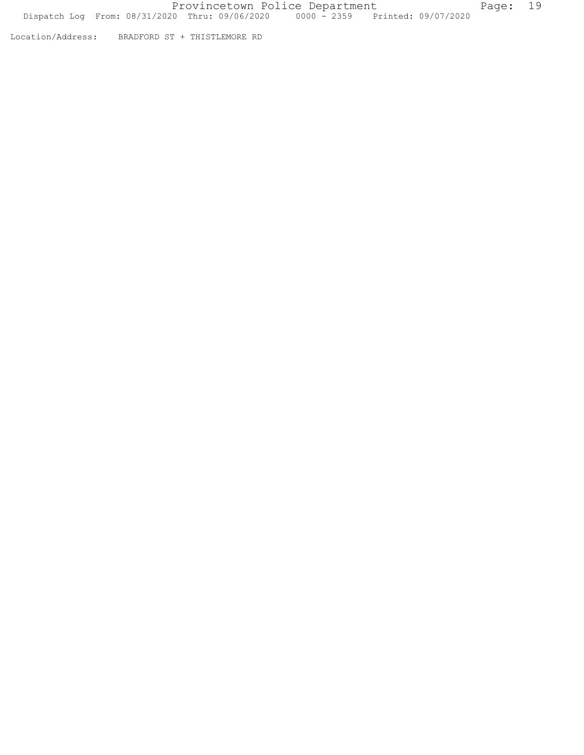Location/Address: BRADFORD ST + THISTLEMORE RD